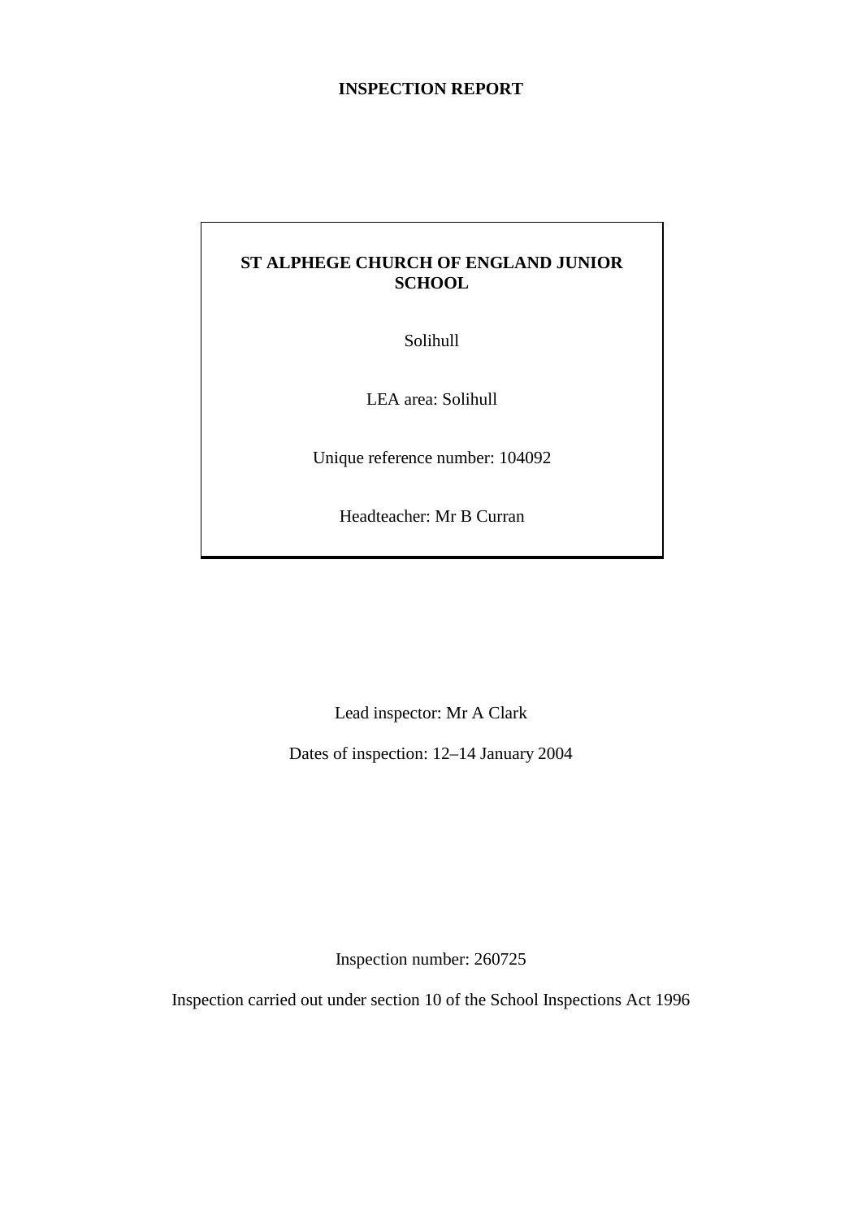# INSPECTION REPORT

**ST ALPHEGE CHURCH OF ENGLAND JUNIOR SCHOOL**

Solihull

LEA area: Solihull

Unique reference number: 104092

Headteacher: Mr B Curran

Lead inspector: Mr A Clark

Dates of inspection: 12–14 January 2004

Inspection number: 260725

Inspection carried out under section 10 of the School Inspections Act 1996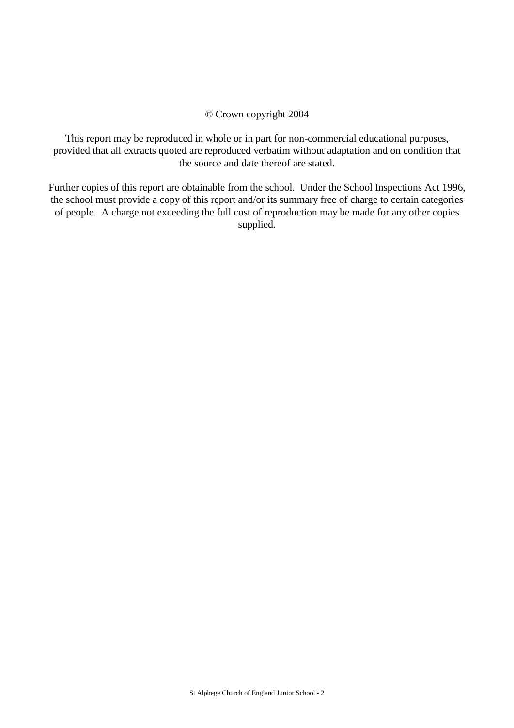© Crown copyright 2004

This report may be reproduced in whole or in part for non-commercial educational purposes, provided that all extracts quoted are reproduced verbatim without adaptation and on condition that the source and date thereof are stated.

Further copies of this report are obtainable from the school. Under the School Inspections Act 1996, the school must provide a copy of this report and/or its summary free of charge to certain categories of people. A charge not exceeding the full cost of reproduction may be made for any other copies supplied.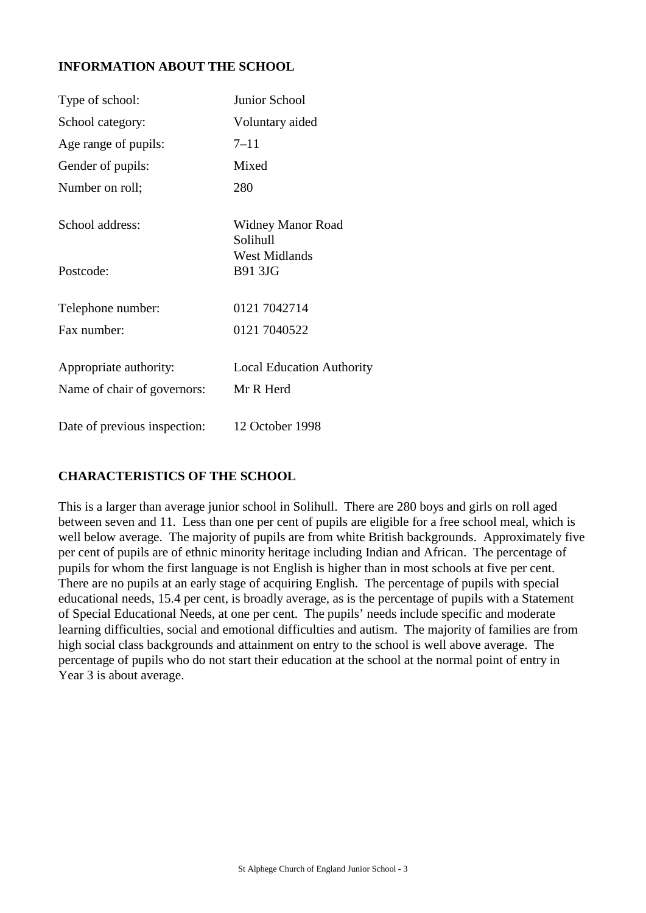## INFORMATION ABOUT THE SCHOOL

| | |
|---|---|
| Type of school: | Junior School |
| School category: | Voluntary aided |
| Age range of pupils: | 7–11 |
| Gender of pupils: | Mixed |
| Number on roll; | 280 |
| School address: | Widney Manor Road<br>Solihull<br>West Midlands |
| Postcode: | B91 3JG |
| Telephone number: | 0121 7042714 |
| Fax number: | 0121 7040522 |
| Appropriate authority: | Local Education Authority |
| Name of chair of governors: | Mr R Herd |
| Date of previous inspection: | 12 October 1998 |

## CHARACTERISTICS OF THE SCHOOL

This is a larger than average junior school in Solihull. There are 280 boys and girls on roll aged between seven and 11. Less than one per cent of pupils are eligible for a free school meal, which is well below average. The majority of pupils are from white British backgrounds. Approximately five per cent of pupils are of ethnic minority heritage including Indian and African. The percentage of pupils for whom the first language is not English is higher than in most schools at five per cent. There are no pupils at an early stage of acquiring English. The percentage of pupils with special educational needs, 15.4 per cent, is broadly average, as is the percentage of pupils with a Statement of Special Educational Needs, at one per cent. The pupils' needs include specific and moderate learning difficulties, social and emotional difficulties and autism. The majority of families are from high social class backgrounds and attainment on entry to the school is well above average. The percentage of pupils who do not start their education at the school at the normal point of entry in Year 3 is about average.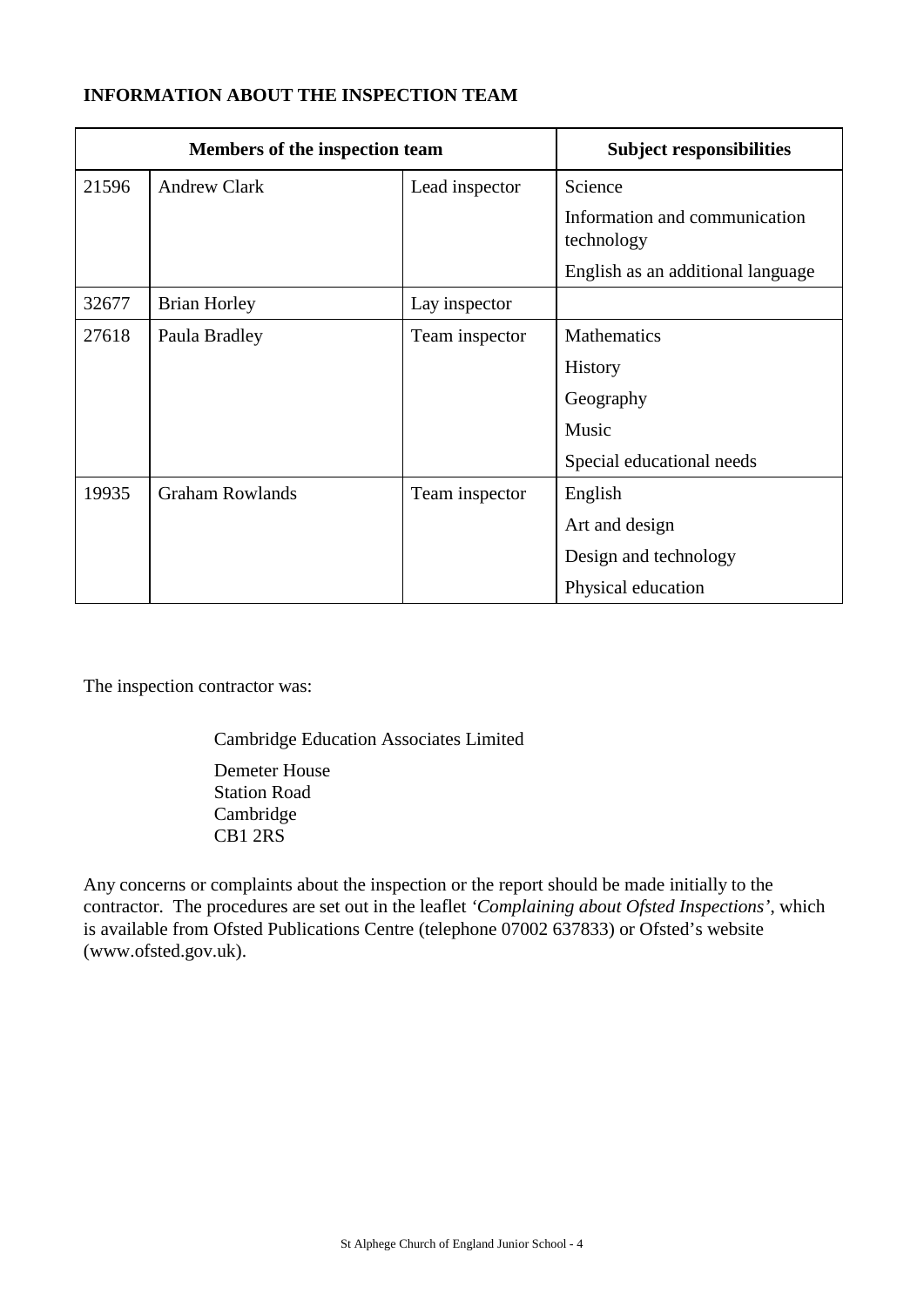## INFORMATION ABOUT THE INSPECTION TEAM

| Members of the inspection team | | | Subject responsibilities |
|---|---|---|---|
| 21596 | Andrew Clark | Lead inspector | Science |
| | | | Information and communication technology |
| | | | English as an additional language |
| 32677 | Brian Horley | Lay inspector | |
| 27618 | Paula Bradley | Team inspector | Mathematics |
| | | | History |
| | | | Geography |
| | | | Music |
| | | | Special educational needs |
| 19935 | Graham Rowlands | Team inspector | English |
| | | | Art and design |
| | | | Design and technology |
| | | | Physical education |

The inspection contractor was:

Cambridge Education Associates Limited

Demeter House
Station Road
Cambridge
CB1 2RS

Any concerns or complaints about the inspection or the report should be made initially to the contractor. The procedures are set out in the leaflet *'Complaining about Ofsted Inspections'*, which is available from Ofsted Publications Centre (telephone 07002 637833) or Ofsted's website (www.ofsted.gov.uk).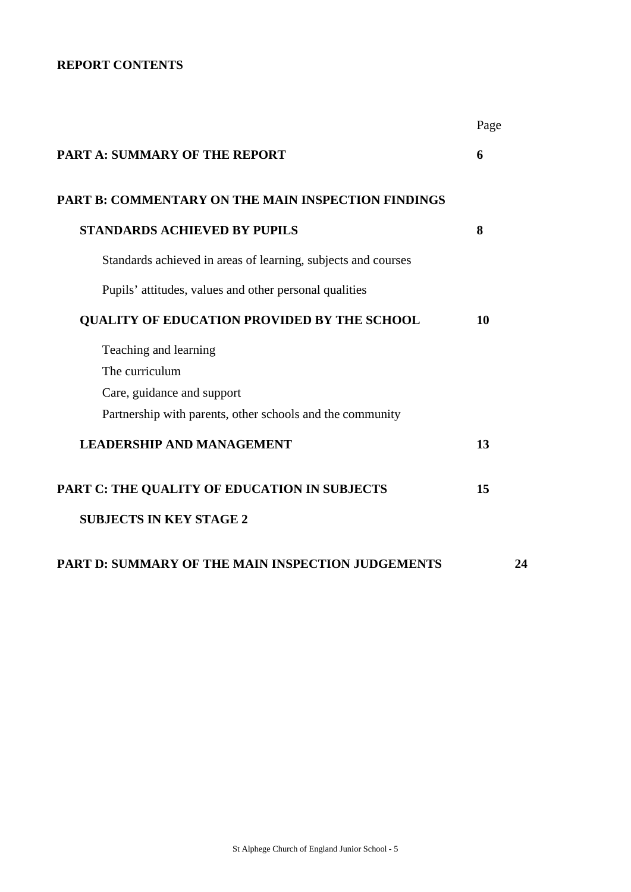**REPORT CONTENTS**

| | Page |
|---|---|
| **PART A: SUMMARY OF THE REPORT** | **6** |
| **PART B: COMMENTARY ON THE MAIN INSPECTION FINDINGS** | |
| **STANDARDS ACHIEVED BY PUPILS** | **8** |
| Standards achieved in areas of learning, subjects and courses | |
| Pupils' attitudes, values and other personal qualities | |
| **QUALITY OF EDUCATION PROVIDED BY THE SCHOOL** | **10** |
| Teaching and learning | |
| The curriculum | |
| Care, guidance and support | |
| Partnership with parents, other schools and the community | |
| **LEADERSHIP AND MANAGEMENT** | **13** |
| **PART C: THE QUALITY OF EDUCATION IN SUBJECTS** | **15** |
| **SUBJECTS IN KEY STAGE 2** | |
| **PART D: SUMMARY OF THE MAIN INSPECTION JUDGEMENTS** | **24** |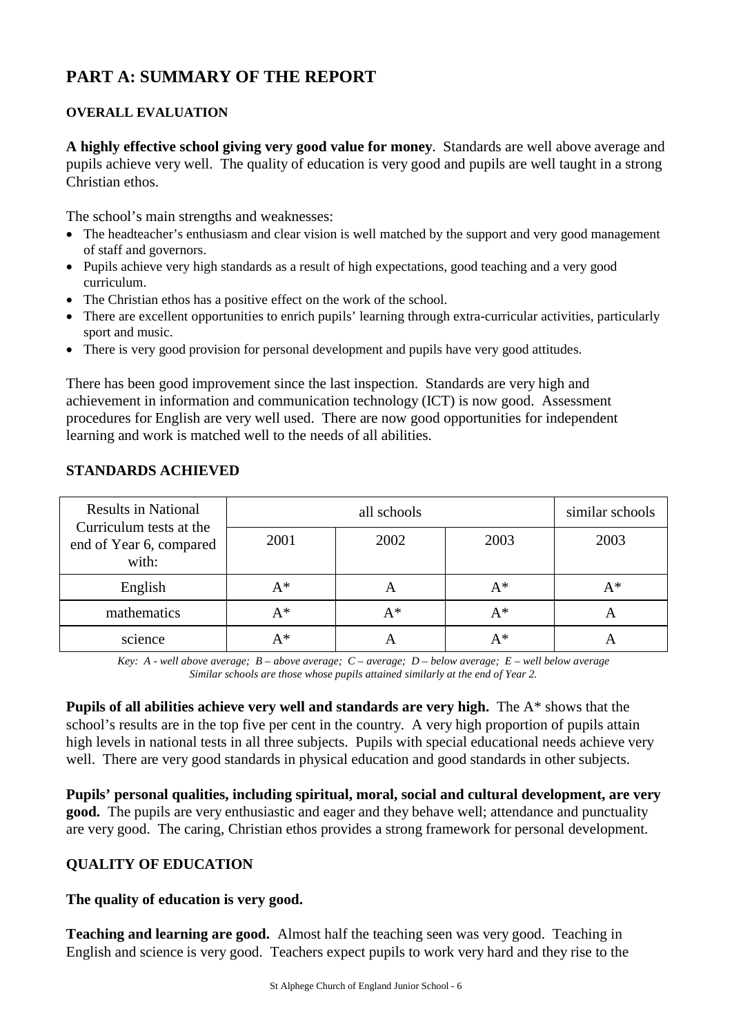# PART A: SUMMARY OF THE REPORT

### OVERALL EVALUATION

**A highly effective school giving very good value for money**. Standards are well above average and pupils achieve very well. The quality of education is very good and pupils are well taught in a strong Christian ethos.

The school's main strengths and weaknesses:

- The headteacher's enthusiasm and clear vision is well matched by the support and very good management of staff and governors.
- Pupils achieve very high standards as a result of high expectations, good teaching and a very good curriculum.
- The Christian ethos has a positive effect on the work of the school.
- There are excellent opportunities to enrich pupils' learning through extra-curricular activities, particularly sport and music.
- There is very good provision for personal development and pupils have very good attitudes.

There has been good improvement since the last inspection. Standards are very high and achievement in information and communication technology (ICT) is now good. Assessment procedures for English are very well used. There are now good opportunities for independent learning and work is matched well to the needs of all abilities.

### STANDARDS ACHIEVED

| Results in National Curriculum tests at the end of Year 6, compared with: | all schools | | | similar schools |
|---|---|---|---|---|
| | 2001 | 2002 | 2003 | 2003 |
| English | A* | A | A* | A* |
| mathematics | A* | A* | A* | A |
| science | A* | A | A* | A |

*Key: A - well above average; B – above average; C – average; D – below average; E – well below average*
*Similar schools are those whose pupils attained similarly at the end of Year 2.*

**Pupils of all abilities achieve very well and standards are very high.** The A* shows that the school's results are in the top five per cent in the country. A very high proportion of pupils attain high levels in national tests in all three subjects. Pupils with special educational needs achieve very well. There are very good standards in physical education and good standards in other subjects.

**Pupils' personal qualities, including spiritual, moral, social and cultural development, are very good.** The pupils are very enthusiastic and eager and they behave well; attendance and punctuality are very good. The caring, Christian ethos provides a strong framework for personal development.

### QUALITY OF EDUCATION

**The quality of education is very good.**

**Teaching and learning are good.** Almost half the teaching seen was very good. Teaching in English and science is very good. Teachers expect pupils to work very hard and they rise to the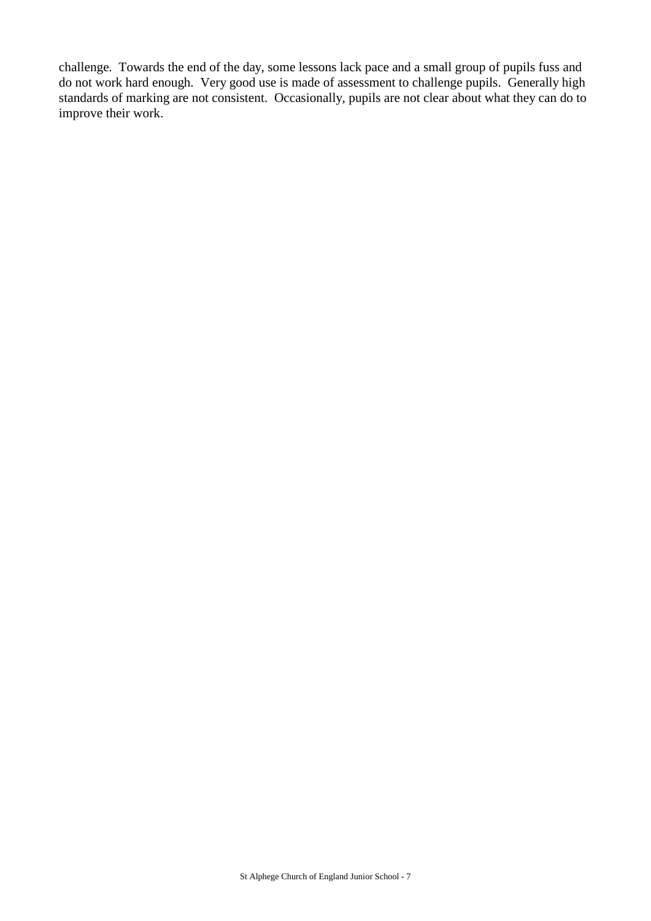challenge. Towards the end of the day, some lessons lack pace and a small group of pupils fuss and do not work hard enough. Very good use is made of assessment to challenge pupils. Generally high standards of marking are not consistent. Occasionally, pupils are not clear about what they can do to improve their work.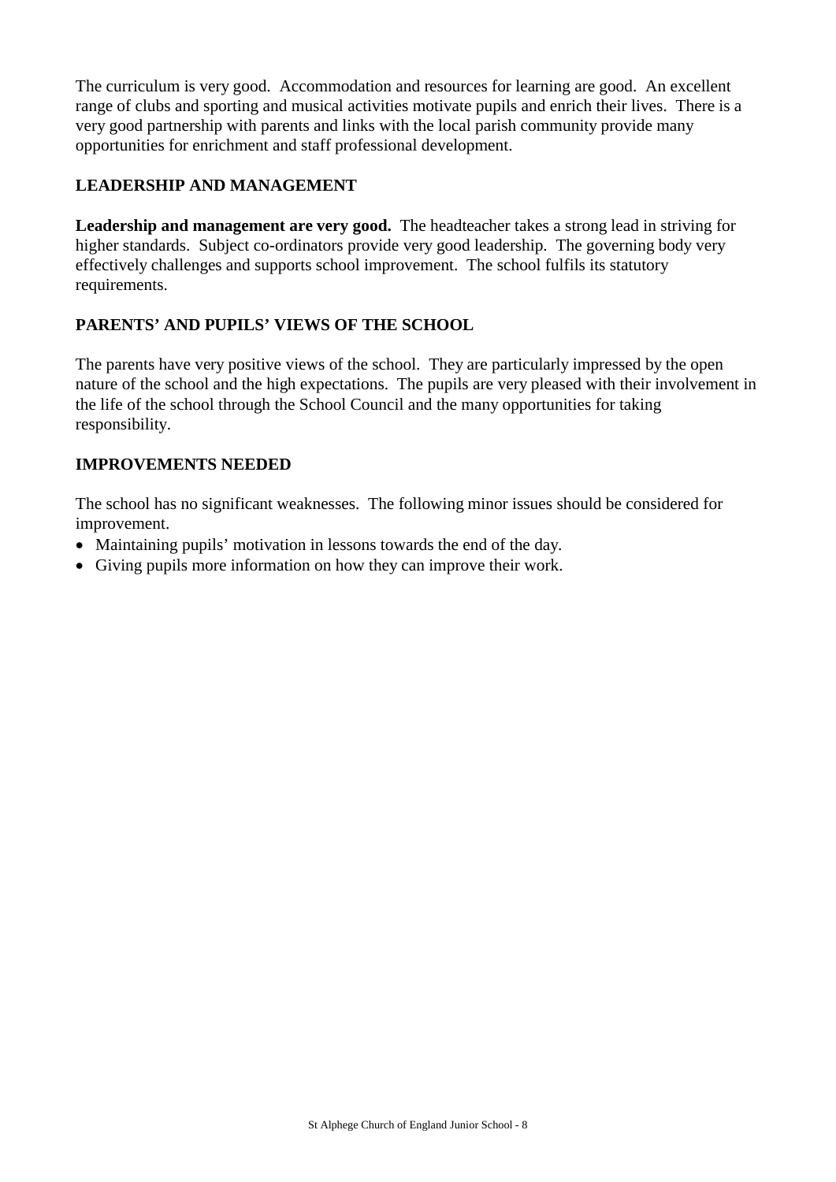The curriculum is very good. Accommodation and resources for learning are good. An excellent range of clubs and sporting and musical activities motivate pupils and enrich their lives. There is a very good partnership with parents and links with the local parish community provide many opportunities for enrichment and staff professional development.

## LEADERSHIP AND MANAGEMENT

**Leadership and management are very good.** The headteacher takes a strong lead in striving for higher standards. Subject co-ordinators provide very good leadership. The governing body very effectively challenges and supports school improvement. The school fulfils its statutory requirements.

## PARENTS' AND PUPILS' VIEWS OF THE SCHOOL

The parents have very positive views of the school. They are particularly impressed by the open nature of the school and the high expectations. The pupils are very pleased with their involvement in the life of the school through the School Council and the many opportunities for taking responsibility.

## IMPROVEMENTS NEEDED

The school has no significant weaknesses. The following minor issues should be considered for improvement.

- Maintaining pupils' motivation in lessons towards the end of the day.
- Giving pupils more information on how they can improve their work.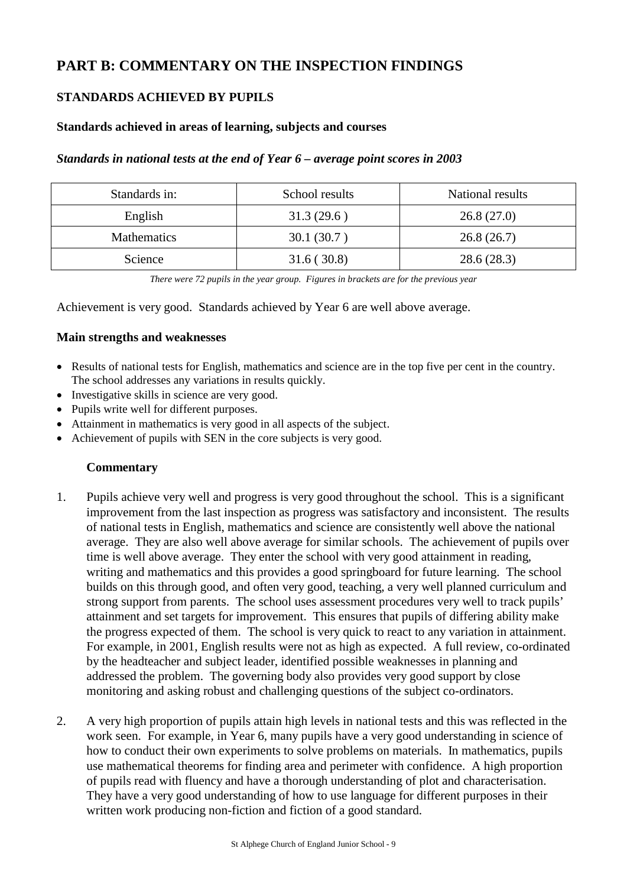# PART B: COMMENTARY ON THE INSPECTION FINDINGS

## STANDARDS ACHIEVED BY PUPILS

### Standards achieved in areas of learning, subjects and courses

***Standards in national tests at the end of Year 6 – average point scores in 2003***

| Standards in: | School results | National results |
|---|---|---|
| English | 31.3 (29.6 ) | 26.8 (27.0) |
| Mathematics | 30.1 (30.7 ) | 26.8 (26.7) |
| Science | 31.6 ( 30.8) | 28.6 (28.3) |

*There were 72 pupils in the year group. Figures in brackets are for the previous year*

Achievement is very good. Standards achieved by Year 6 are well above average.

**Main strengths and weaknesses**

- Results of national tests for English, mathematics and science are in the top five per cent in the country. The school addresses any variations in results quickly.
- Investigative skills in science are very good.
- Pupils write well for different purposes.
- Attainment in mathematics is very good in all aspects of the subject.
- Achievement of pupils with SEN in the core subjects is very good.

**Commentary**

1. Pupils achieve very well and progress is very good throughout the school. This is a significant improvement from the last inspection as progress was satisfactory and inconsistent. The results of national tests in English, mathematics and science are consistently well above the national average. They are also well above average for similar schools. The achievement of pupils over time is well above average. They enter the school with very good attainment in reading, writing and mathematics and this provides a good springboard for future learning. The school builds on this through good, and often very good, teaching, a very well planned curriculum and strong support from parents. The school uses assessment procedures very well to track pupils' attainment and set targets for improvement. This ensures that pupils of differing ability make the progress expected of them. The school is very quick to react to any variation in attainment. For example, in 2001, English results were not as high as expected. A full review, co-ordinated by the headteacher and subject leader, identified possible weaknesses in planning and addressed the problem. The governing body also provides very good support by close monitoring and asking robust and challenging questions of the subject co-ordinators.

2. A very high proportion of pupils attain high levels in national tests and this was reflected in the work seen. For example, in Year 6, many pupils have a very good understanding in science of how to conduct their own experiments to solve problems on materials. In mathematics, pupils use mathematical theorems for finding area and perimeter with confidence. A high proportion of pupils read with fluency and have a thorough understanding of plot and characterisation. They have a very good understanding of how to use language for different purposes in their written work producing non-fiction and fiction of a good standard.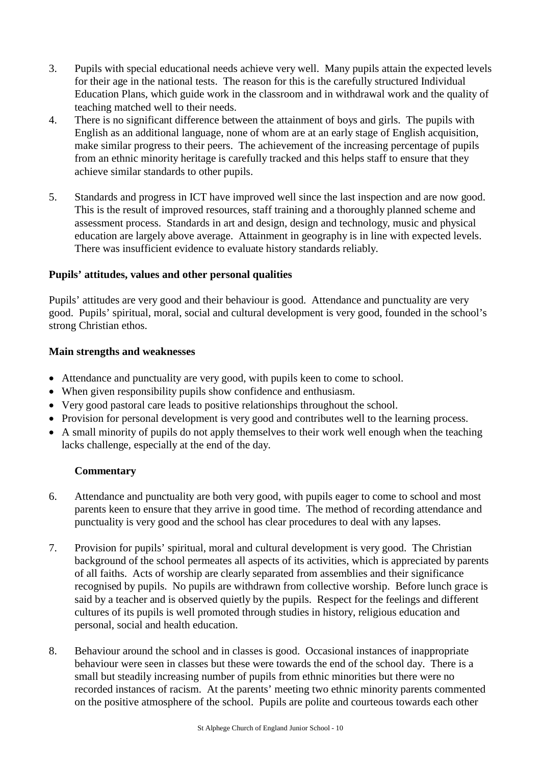3. Pupils with special educational needs achieve very well. Many pupils attain the expected levels for their age in the national tests. The reason for this is the carefully structured Individual Education Plans, which guide work in the classroom and in withdrawal work and the quality of teaching matched well to their needs.
4. There is no significant difference between the attainment of boys and girls. The pupils with English as an additional language, none of whom are at an early stage of English acquisition, make similar progress to their peers. The achievement of the increasing percentage of pupils from an ethnic minority heritage is carefully tracked and this helps staff to ensure that they achieve similar standards to other pupils.

5. Standards and progress in ICT have improved well since the last inspection and are now good. This is the result of improved resources, staff training and a thoroughly planned scheme and assessment process. Standards in art and design, design and technology, music and physical education are largely above average. Attainment in geography is in line with expected levels. There was insufficient evidence to evaluate history standards reliably.

### Pupils' attitudes, values and other personal qualities

Pupils' attitudes are very good and their behaviour is good. Attendance and punctuality are very good. Pupils' spiritual, moral, social and cultural development is very good, founded in the school's strong Christian ethos.

### Main strengths and weaknesses

- Attendance and punctuality are very good, with pupils keen to come to school.
- When given responsibility pupils show confidence and enthusiasm.
- Very good pastoral care leads to positive relationships throughout the school.
- Provision for personal development is very good and contributes well to the learning process.
- A small minority of pupils do not apply themselves to their work well enough when the teaching lacks challenge, especially at the end of the day.

#### Commentary

6. Attendance and punctuality are both very good, with pupils eager to come to school and most parents keen to ensure that they arrive in good time. The method of recording attendance and punctuality is very good and the school has clear procedures to deal with any lapses.

7. Provision for pupils' spiritual, moral and cultural development is very good. The Christian background of the school permeates all aspects of its activities, which is appreciated by parents of all faiths. Acts of worship are clearly separated from assemblies and their significance recognised by pupils. No pupils are withdrawn from collective worship. Before lunch grace is said by a teacher and is observed quietly by the pupils. Respect for the feelings and different cultures of its pupils is well promoted through studies in history, religious education and personal, social and health education.

8. Behaviour around the school and in classes is good. Occasional instances of inappropriate behaviour were seen in classes but these were towards the end of the school day. There is a small but steadily increasing number of pupils from ethnic minorities but there were no recorded instances of racism. At the parents' meeting two ethnic minority parents commented on the positive atmosphere of the school. Pupils are polite and courteous towards each other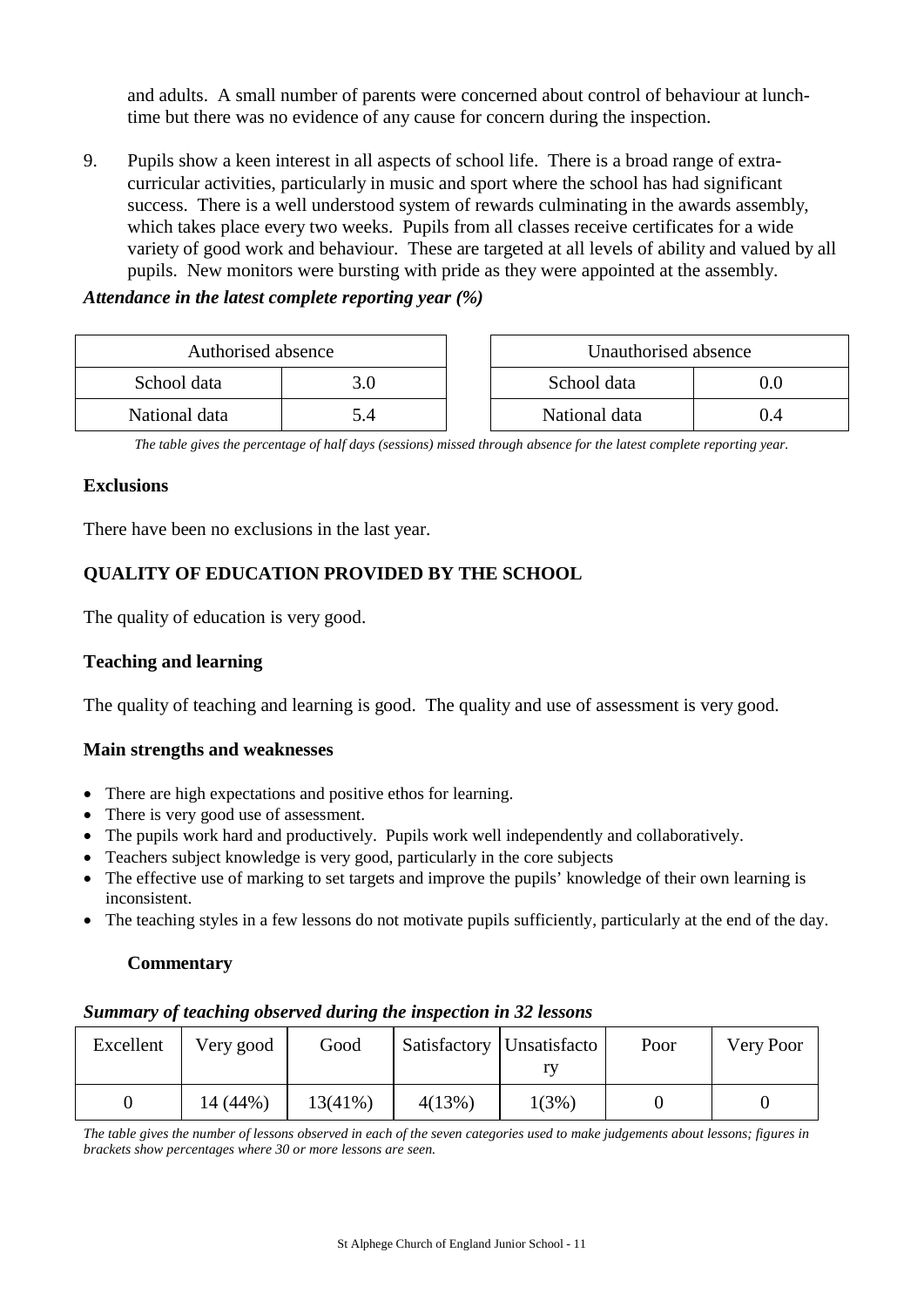and adults. A small number of parents were concerned about control of behaviour at lunch-time but there was no evidence of any cause for concern during the inspection.

9. Pupils show a keen interest in all aspects of school life. There is a broad range of extra-curricular activities, particularly in music and sport where the school has had significant success. There is a well understood system of rewards culminating in the awards assembly, which takes place every two weeks. Pupils from all classes receive certificates for a wide variety of good work and behaviour. These are targeted at all levels of ability and valued by all pupils. New monitors were bursting with pride as they were appointed at the assembly.

***Attendance in the latest complete reporting year (%)***

| Authorised absence | |
|---|---|
| School data | 3.0 |
| National data | 5.4 |

| Unauthorised absence | |
|---|---|
| School data | 0.0 |
| National data | 0.4 |

*The table gives the percentage of half days (sessions) missed through absence for the latest complete reporting year.*

**Exclusions**

There have been no exclusions in the last year.

## QUALITY OF EDUCATION PROVIDED BY THE SCHOOL

The quality of education is very good.

### Teaching and learning

The quality of teaching and learning is good. The quality and use of assessment is very good.

**Main strengths and weaknesses**

- There are high expectations and positive ethos for learning.
- There is very good use of assessment.
- The pupils work hard and productively. Pupils work well independently and collaboratively.
- Teachers subject knowledge is very good, particularly in the core subjects
- The effective use of marking to set targets and improve the pupils' knowledge of their own learning is inconsistent.
- The teaching styles in a few lessons do not motivate pupils sufficiently, particularly at the end of the day.

**Commentary**

***Summary of teaching observed during the inspection in 32 lessons***

| Excellent | Very good | Good | Satisfactory | Unsatisfactory | Poor | Very Poor |
|---|---|---|---|---|---|---|
| 0 | 14 (44%) | 13(41%) | 4(13%) | 1(3%) | 0 | 0 |

*The table gives the number of lessons observed in each of the seven categories used to make judgements about lessons; figures in brackets show percentages where 30 or more lessons are seen.*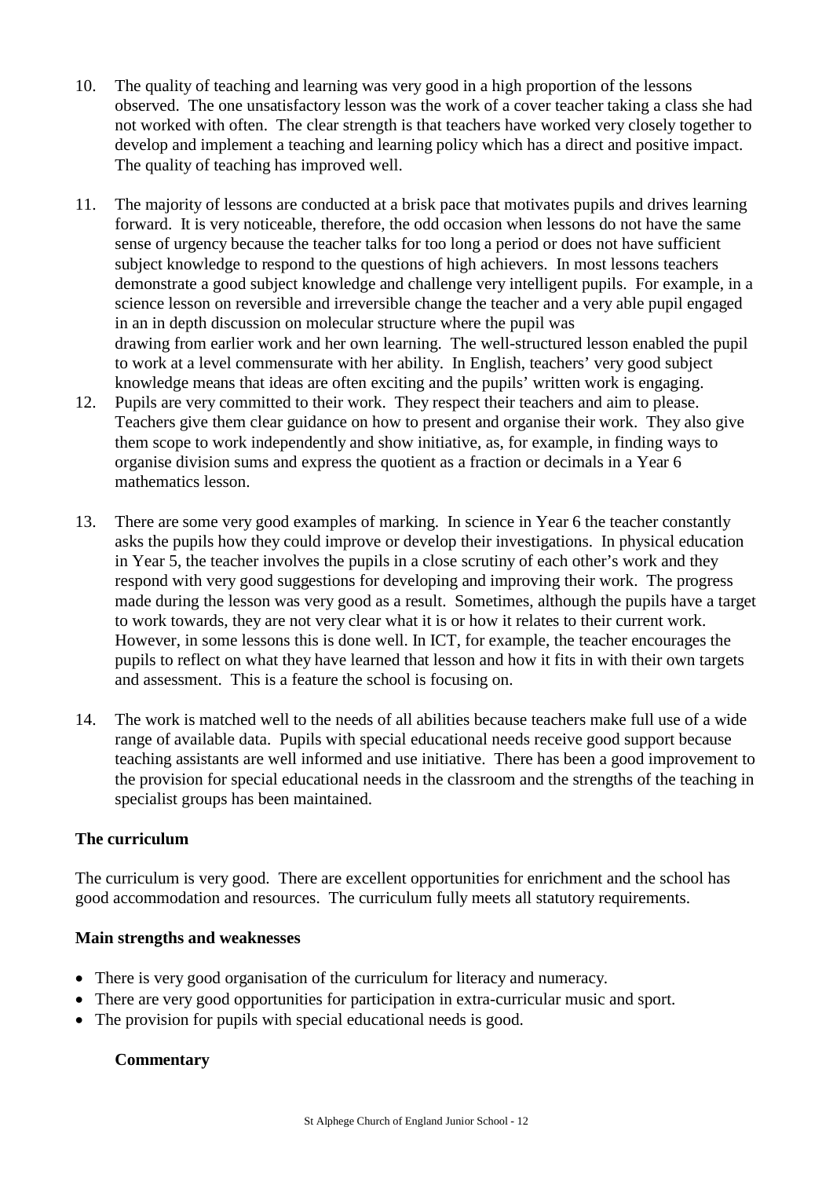10. The quality of teaching and learning was very good in a high proportion of the lessons observed. The one unsatisfactory lesson was the work of a cover teacher taking a class she had not worked with often. The clear strength is that teachers have worked very closely together to develop and implement a teaching and learning policy which has a direct and positive impact. The quality of teaching has improved well.

11. The majority of lessons are conducted at a brisk pace that motivates pupils and drives learning forward. It is very noticeable, therefore, the odd occasion when lessons do not have the same sense of urgency because the teacher talks for too long a period or does not have sufficient subject knowledge to respond to the questions of high achievers. In most lessons teachers demonstrate a good subject knowledge and challenge very intelligent pupils. For example, in a science lesson on reversible and irreversible change the teacher and a very able pupil engaged in an in depth discussion on molecular structure where the pupil was drawing from earlier work and her own learning. The well-structured lesson enabled the pupil to work at a level commensurate with her ability. In English, teachers' very good subject knowledge means that ideas are often exciting and the pupils' written work is engaging.

12. Pupils are very committed to their work. They respect their teachers and aim to please. Teachers give them clear guidance on how to present and organise their work. They also give them scope to work independently and show initiative, as, for example, in finding ways to organise division sums and express the quotient as a fraction or decimals in a Year 6 mathematics lesson.

13. There are some very good examples of marking. In science in Year 6 the teacher constantly asks the pupils how they could improve or develop their investigations. In physical education in Year 5, the teacher involves the pupils in a close scrutiny of each other's work and they respond with very good suggestions for developing and improving their work. The progress made during the lesson was very good as a result. Sometimes, although the pupils have a target to work towards, they are not very clear what it is or how it relates to their current work. However, in some lessons this is done well. In ICT, for example, the teacher encourages the pupils to reflect on what they have learned that lesson and how it fits in with their own targets and assessment. This is a feature the school is focusing on.

14. The work is matched well to the needs of all abilities because teachers make full use of a wide range of available data. Pupils with special educational needs receive good support because teaching assistants are well informed and use initiative. There has been a good improvement to the provision for special educational needs in the classroom and the strengths of the teaching in specialist groups has been maintained.

### The curriculum

The curriculum is very good. There are excellent opportunities for enrichment and the school has good accommodation and resources. The curriculum fully meets all statutory requirements.

#### Main strengths and weaknesses

- There is very good organisation of the curriculum for literacy and numeracy.
- There are very good opportunities for participation in extra-curricular music and sport.
- The provision for pupils with special educational needs is good.

#### Commentary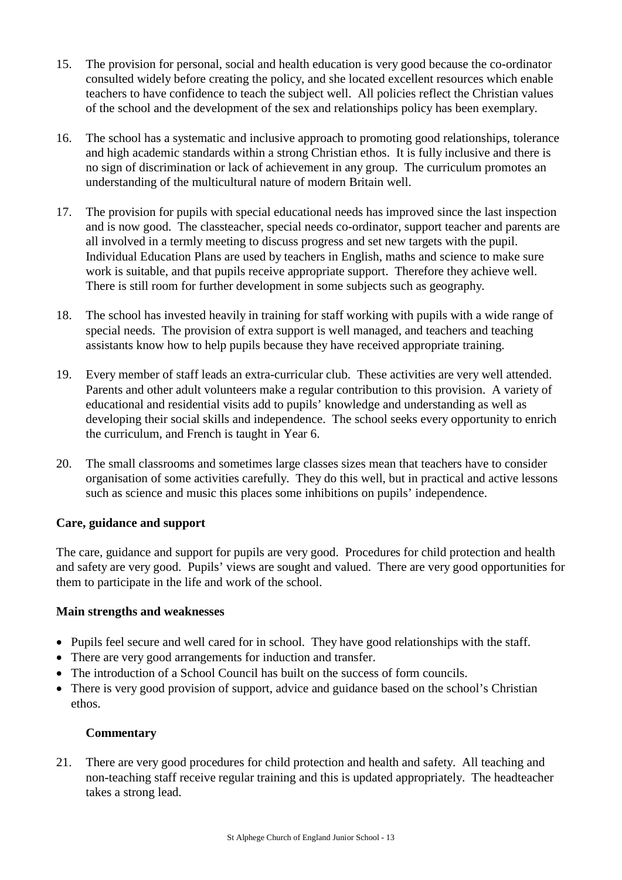15. The provision for personal, social and health education is very good because the co-ordinator consulted widely before creating the policy, and she located excellent resources which enable teachers to have confidence to teach the subject well. All policies reflect the Christian values of the school and the development of the sex and relationships policy has been exemplary.

16. The school has a systematic and inclusive approach to promoting good relationships, tolerance and high academic standards within a strong Christian ethos. It is fully inclusive and there is no sign of discrimination or lack of achievement in any group. The curriculum promotes an understanding of the multicultural nature of modern Britain well.

17. The provision for pupils with special educational needs has improved since the last inspection and is now good. The classteacher, special needs co-ordinator, support teacher and parents are all involved in a termly meeting to discuss progress and set new targets with the pupil. Individual Education Plans are used by teachers in English, maths and science to make sure work is suitable, and that pupils receive appropriate support. Therefore they achieve well. There is still room for further development in some subjects such as geography.

18. The school has invested heavily in training for staff working with pupils with a wide range of special needs. The provision of extra support is well managed, and teachers and teaching assistants know how to help pupils because they have received appropriate training.

19. Every member of staff leads an extra-curricular club. These activities are very well attended. Parents and other adult volunteers make a regular contribution to this provision. A variety of educational and residential visits add to pupils' knowledge and understanding as well as developing their social skills and independence. The school seeks every opportunity to enrich the curriculum, and French is taught in Year 6.

20. The small classrooms and sometimes large classes sizes mean that teachers have to consider organisation of some activities carefully. They do this well, but in practical and active lessons such as science and music this places some inhibitions on pupils' independence.

### Care, guidance and support

The care, guidance and support for pupils are very good. Procedures for child protection and health and safety are very good. Pupils' views are sought and valued. There are very good opportunities for them to participate in the life and work of the school.

#### Main strengths and weaknesses

- Pupils feel secure and well cared for in school. They have good relationships with the staff.
- There are very good arrangements for induction and transfer.
- The introduction of a School Council has built on the success of form councils.
- There is very good provision of support, advice and guidance based on the school's Christian ethos.

#### Commentary

21. There are very good procedures for child protection and health and safety. All teaching and non-teaching staff receive regular training and this is updated appropriately. The headteacher takes a strong lead.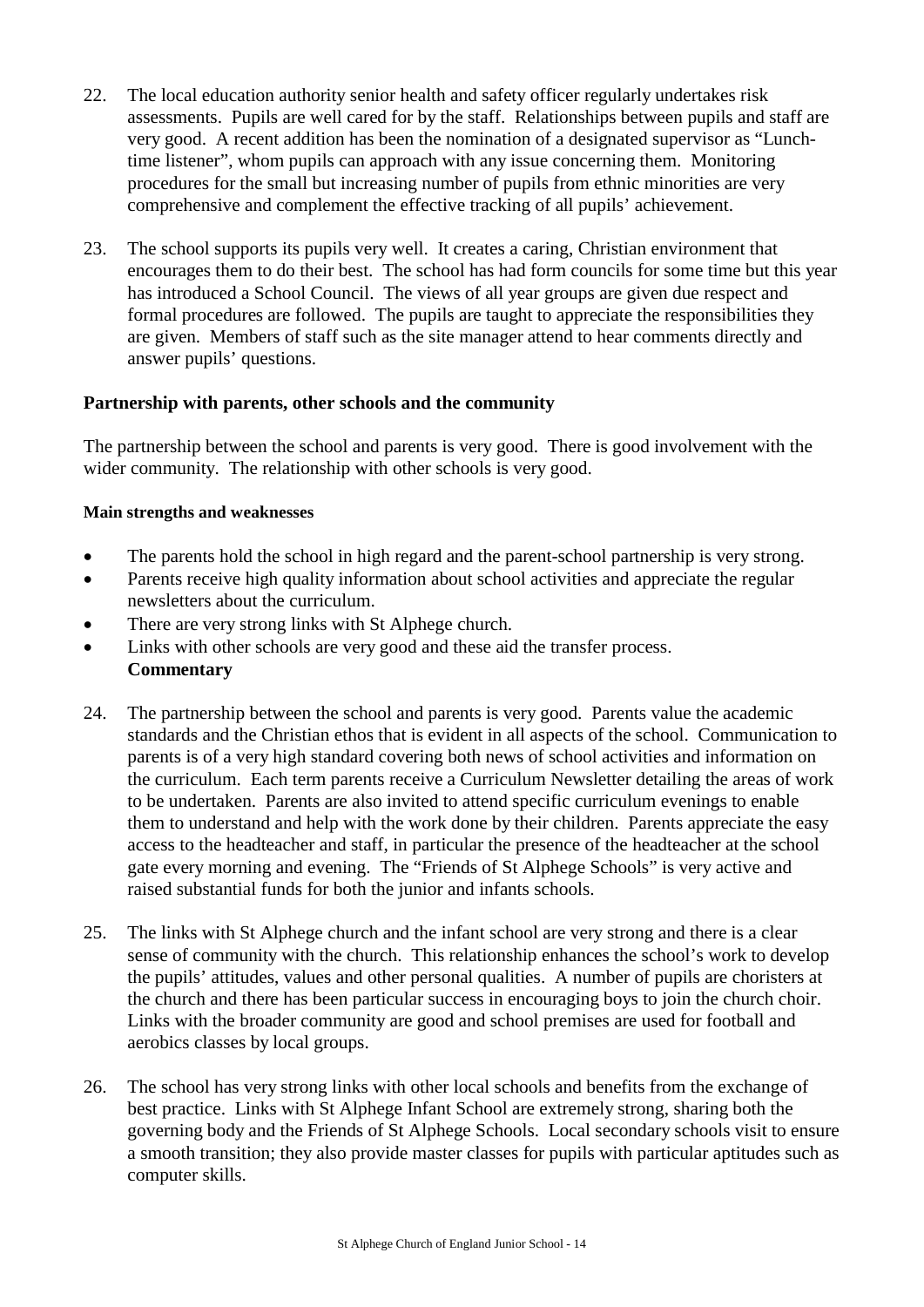22. The local education authority senior health and safety officer regularly undertakes risk assessments. Pupils are well cared for by the staff. Relationships between pupils and staff are very good. A recent addition has been the nomination of a designated supervisor as "Lunch-time listener", whom pupils can approach with any issue concerning them. Monitoring procedures for the small but increasing number of pupils from ethnic minorities are very comprehensive and complement the effective tracking of all pupils' achievement.

23. The school supports its pupils very well. It creates a caring, Christian environment that encourages them to do their best. The school has had form councils for some time but this year has introduced a School Council. The views of all year groups are given due respect and formal procedures are followed. The pupils are taught to appreciate the responsibilities they are given. Members of staff such as the site manager attend to hear comments directly and answer pupils' questions.

### Partnership with parents, other schools and the community

The partnership between the school and parents is very good. There is good involvement with the wider community. The relationship with other schools is very good.

#### Main strengths and weaknesses

- The parents hold the school in high regard and the parent-school partnership is very strong.
- Parents receive high quality information about school activities and appreciate the regular newsletters about the curriculum.
- There are very strong links with St Alphege church.
- Links with other schools are very good and these aid the transfer process.

**Commentary**

24. The partnership between the school and parents is very good. Parents value the academic standards and the Christian ethos that is evident in all aspects of the school. Communication to parents is of a very high standard covering both news of school activities and information on the curriculum. Each term parents receive a Curriculum Newsletter detailing the areas of work to be undertaken. Parents are also invited to attend specific curriculum evenings to enable them to understand and help with the work done by their children. Parents appreciate the easy access to the headteacher and staff, in particular the presence of the headteacher at the school gate every morning and evening. The "Friends of St Alphege Schools" is very active and raised substantial funds for both the junior and infants schools.

25. The links with St Alphege church and the infant school are very strong and there is a clear sense of community with the church. This relationship enhances the school's work to develop the pupils' attitudes, values and other personal qualities. A number of pupils are choristers at the church and there has been particular success in encouraging boys to join the church choir. Links with the broader community are good and school premises are used for football and aerobics classes by local groups.

26. The school has very strong links with other local schools and benefits from the exchange of best practice. Links with St Alphege Infant School are extremely strong, sharing both the governing body and the Friends of St Alphege Schools. Local secondary schools visit to ensure a smooth transition; they also provide master classes for pupils with particular aptitudes such as computer skills.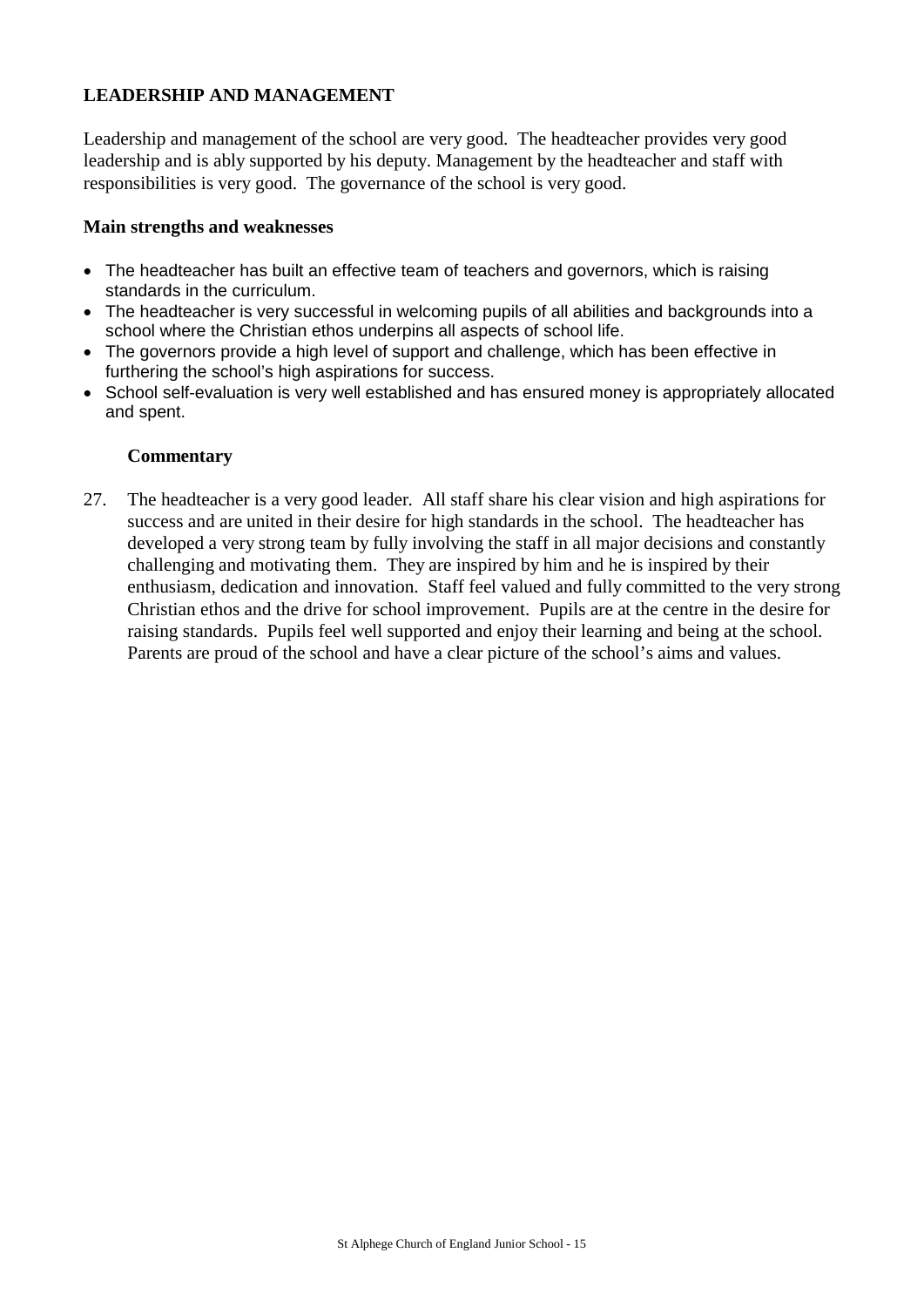## LEADERSHIP AND MANAGEMENT

Leadership and management of the school are very good. The headteacher provides very good leadership and is ably supported by his deputy. Management by the headteacher and staff with responsibilities is very good. The governance of the school is very good.

### Main strengths and weaknesses

- The headteacher has built an effective team of teachers and governors, which is raising standards in the curriculum.
- The headteacher is very successful in welcoming pupils of all abilities and backgrounds into a school where the Christian ethos underpins all aspects of school life.
- The governors provide a high level of support and challenge, which has been effective in furthering the school's high aspirations for success.
- School self-evaluation is very well established and has ensured money is appropriately allocated and spent.

### Commentary

27. The headteacher is a very good leader. All staff share his clear vision and high aspirations for success and are united in their desire for high standards in the school. The headteacher has developed a very strong team by fully involving the staff in all major decisions and constantly challenging and motivating them. They are inspired by him and he is inspired by their enthusiasm, dedication and innovation. Staff feel valued and fully committed to the very strong Christian ethos and the drive for school improvement. Pupils are at the centre in the desire for raising standards. Pupils feel well supported and enjoy their learning and being at the school. Parents are proud of the school and have a clear picture of the school's aims and values.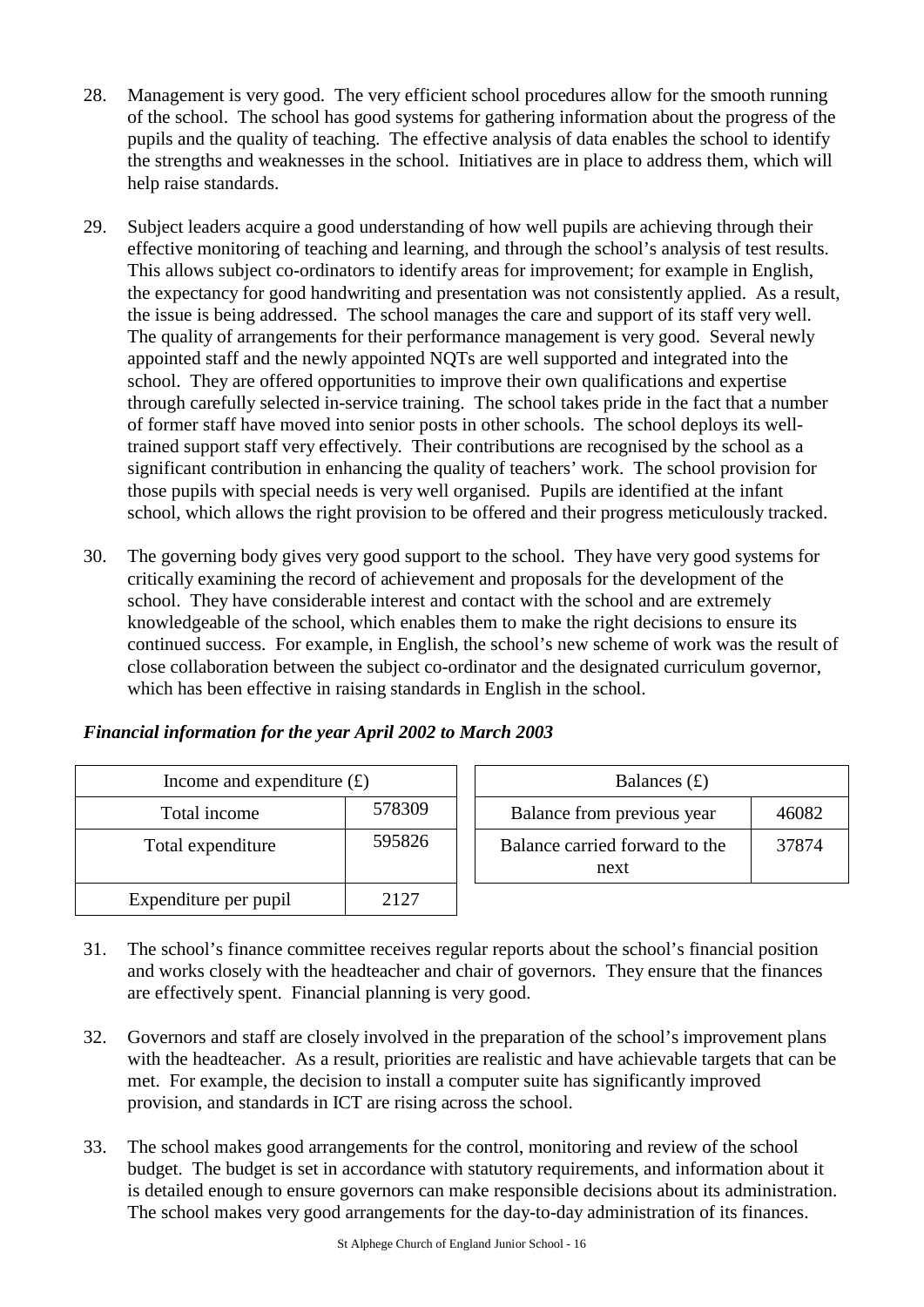28. Management is very good. The very efficient school procedures allow for the smooth running of the school. The school has good systems for gathering information about the progress of the pupils and the quality of teaching. The effective analysis of data enables the school to identify the strengths and weaknesses in the school. Initiatives are in place to address them, which will help raise standards.

29. Subject leaders acquire a good understanding of how well pupils are achieving through their effective monitoring of teaching and learning, and through the school's analysis of test results. This allows subject co-ordinators to identify areas for improvement; for example in English, the expectancy for good handwriting and presentation was not consistently applied. As a result, the issue is being addressed. The school manages the care and support of its staff very well. The quality of arrangements for their performance management is very good. Several newly appointed staff and the newly appointed NQTs are well supported and integrated into the school. They are offered opportunities to improve their own qualifications and expertise through carefully selected in-service training. The school takes pride in the fact that a number of former staff have moved into senior posts in other schools. The school deploys its well-trained support staff very effectively. Their contributions are recognised by the school as a significant contribution in enhancing the quality of teachers' work. The school provision for those pupils with special needs is very well organised. Pupils are identified at the infant school, which allows the right provision to be offered and their progress meticulously tracked.

30. The governing body gives very good support to the school. They have very good systems for critically examining the record of achievement and proposals for the development of the school. They have considerable interest and contact with the school and are extremely knowledgeable of the school, which enables them to make the right decisions to ensure its continued success. For example, in English, the school's new scheme of work was the result of close collaboration between the subject co-ordinator and the designated curriculum governor, which has been effective in raising standards in English in the school.

***Financial information for the year April 2002 to March 2003***

| Income and expenditure (£) | |
|---|---|
| Total income | 578309 |
| Total expenditure | 595826 |
| Expenditure per pupil | 2127 |

| Balances (£) | |
|---|---|
| Balance from previous year | 46082 |
| Balance carried forward to the next | 37874 |

31. The school's finance committee receives regular reports about the school's financial position and works closely with the headteacher and chair of governors. They ensure that the finances are effectively spent. Financial planning is very good.

32. Governors and staff are closely involved in the preparation of the school's improvement plans with the headteacher. As a result, priorities are realistic and have achievable targets that can be met. For example, the decision to install a computer suite has significantly improved provision, and standards in ICT are rising across the school.

33. The school makes good arrangements for the control, monitoring and review of the school budget. The budget is set in accordance with statutory requirements, and information about it is detailed enough to ensure governors can make responsible decisions about its administration. The school makes very good arrangements for the day-to-day administration of its finances.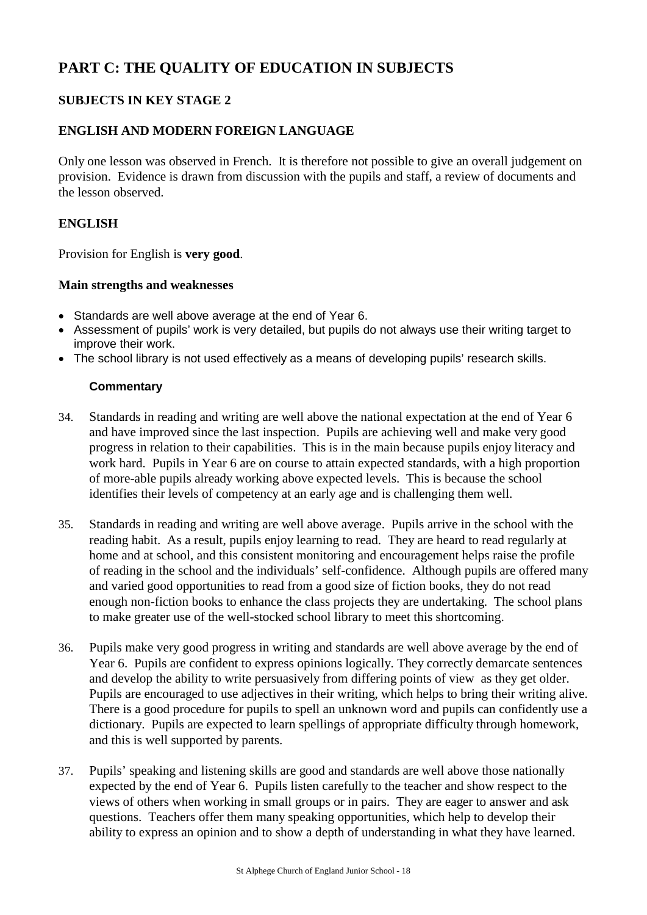# PART C: THE QUALITY OF EDUCATION IN SUBJECTS

## SUBJECTS IN KEY STAGE 2

## ENGLISH AND MODERN FOREIGN LANGUAGE

Only one lesson was observed in French. It is therefore not possible to give an overall judgement on provision. Evidence is drawn from discussion with the pupils and staff, a review of documents and the lesson observed.

## ENGLISH

Provision for English is **very good**.

### Main strengths and weaknesses

- Standards are well above average at the end of Year 6.
- Assessment of pupils' work is very detailed, but pupils do not always use their writing target to improve their work.
- The school library is not used effectively as a means of developing pupils' research skills.

#### Commentary

34. Standards in reading and writing are well above the national expectation at the end of Year 6 and have improved since the last inspection. Pupils are achieving well and make very good progress in relation to their capabilities. This is in the main because pupils enjoy literacy and work hard. Pupils in Year 6 are on course to attain expected standards, with a high proportion of more-able pupils already working above expected levels. This is because the school identifies their levels of competency at an early age and is challenging them well.

35. Standards in reading and writing are well above average. Pupils arrive in the school with the reading habit. As a result, pupils enjoy learning to read. They are heard to read regularly at home and at school, and this consistent monitoring and encouragement helps raise the profile of reading in the school and the individuals' self-confidence. Although pupils are offered many and varied good opportunities to read from a good size of fiction books, they do not read enough non-fiction books to enhance the class projects they are undertaking. The school plans to make greater use of the well-stocked school library to meet this shortcoming.

36. Pupils make very good progress in writing and standards are well above average by the end of Year 6. Pupils are confident to express opinions logically. They correctly demarcate sentences and develop the ability to write persuasively from differing points of view as they get older. Pupils are encouraged to use adjectives in their writing, which helps to bring their writing alive. There is a good procedure for pupils to spell an unknown word and pupils can confidently use a dictionary. Pupils are expected to learn spellings of appropriate difficulty through homework, and this is well supported by parents.

37. Pupils' speaking and listening skills are good and standards are well above those nationally expected by the end of Year 6. Pupils listen carefully to the teacher and show respect to the views of others when working in small groups or in pairs. They are eager to answer and ask questions. Teachers offer them many speaking opportunities, which help to develop their ability to express an opinion and to show a depth of understanding in what they have learned.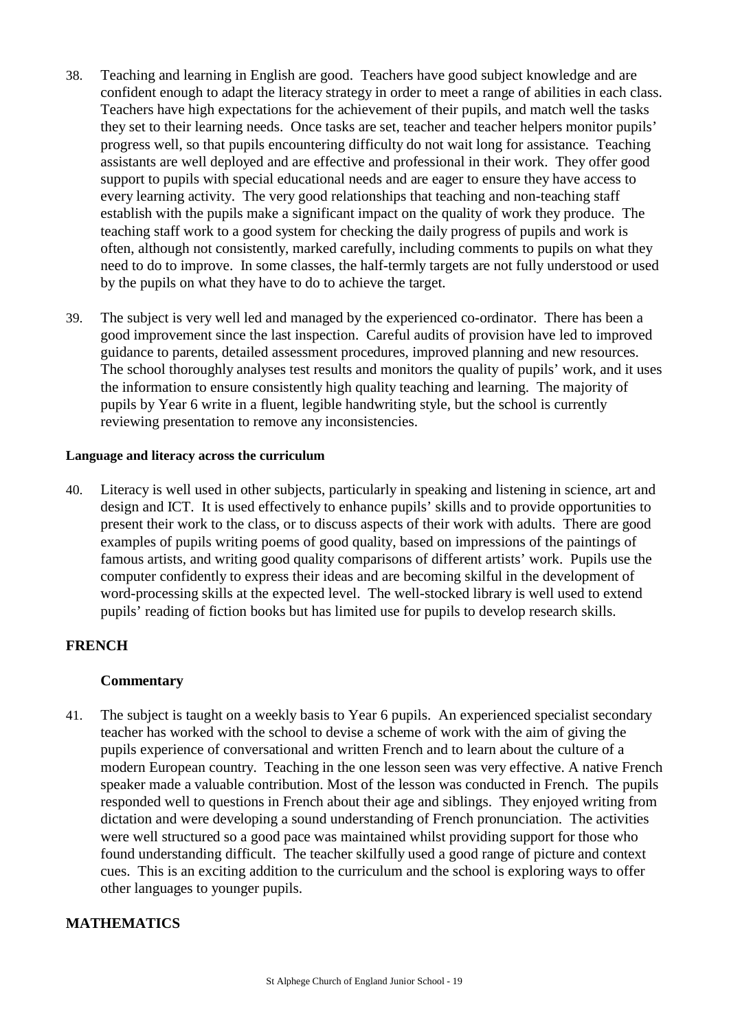38. Teaching and learning in English are good. Teachers have good subject knowledge and are confident enough to adapt the literacy strategy in order to meet a range of abilities in each class. Teachers have high expectations for the achievement of their pupils, and match well the tasks they set to their learning needs. Once tasks are set, teacher and teacher helpers monitor pupils' progress well, so that pupils encountering difficulty do not wait long for assistance. Teaching assistants are well deployed and are effective and professional in their work. They offer good support to pupils with special educational needs and are eager to ensure they have access to every learning activity. The very good relationships that teaching and non-teaching staff establish with the pupils make a significant impact on the quality of work they produce. The teaching staff work to a good system for checking the daily progress of pupils and work is often, although not consistently, marked carefully, including comments to pupils on what they need to do to improve. In some classes, the half-termly targets are not fully understood or used by the pupils on what they have to do to achieve the target.

39. The subject is very well led and managed by the experienced co-ordinator. There has been a good improvement since the last inspection. Careful audits of provision have led to improved guidance to parents, detailed assessment procedures, improved planning and new resources. The school thoroughly analyses test results and monitors the quality of pupils' work, and it uses the information to ensure consistently high quality teaching and learning. The majority of pupils by Year 6 write in a fluent, legible handwriting style, but the school is currently reviewing presentation to remove any inconsistencies.

#### Language and literacy across the curriculum

40. Literacy is well used in other subjects, particularly in speaking and listening in science, art and design and ICT. It is used effectively to enhance pupils' skills and to provide opportunities to present their work to the class, or to discuss aspects of their work with adults. There are good examples of pupils writing poems of good quality, based on impressions of the paintings of famous artists, and writing good quality comparisons of different artists' work. Pupils use the computer confidently to express their ideas and are becoming skilful in the development of word-processing skills at the expected level. The well-stocked library is well used to extend pupils' reading of fiction books but has limited use for pupils to develop research skills.

## FRENCH

### Commentary

41. The subject is taught on a weekly basis to Year 6 pupils. An experienced specialist secondary teacher has worked with the school to devise a scheme of work with the aim of giving the pupils experience of conversational and written French and to learn about the culture of a modern European country. Teaching in the one lesson seen was very effective. A native French speaker made a valuable contribution. Most of the lesson was conducted in French. The pupils responded well to questions in French about their age and siblings. They enjoyed writing from dictation and were developing a sound understanding of French pronunciation. The activities were well structured so a good pace was maintained whilst providing support for those who found understanding difficult. The teacher skilfully used a good range of picture and context cues. This is an exciting addition to the curriculum and the school is exploring ways to offer other languages to younger pupils.

## MATHEMATICS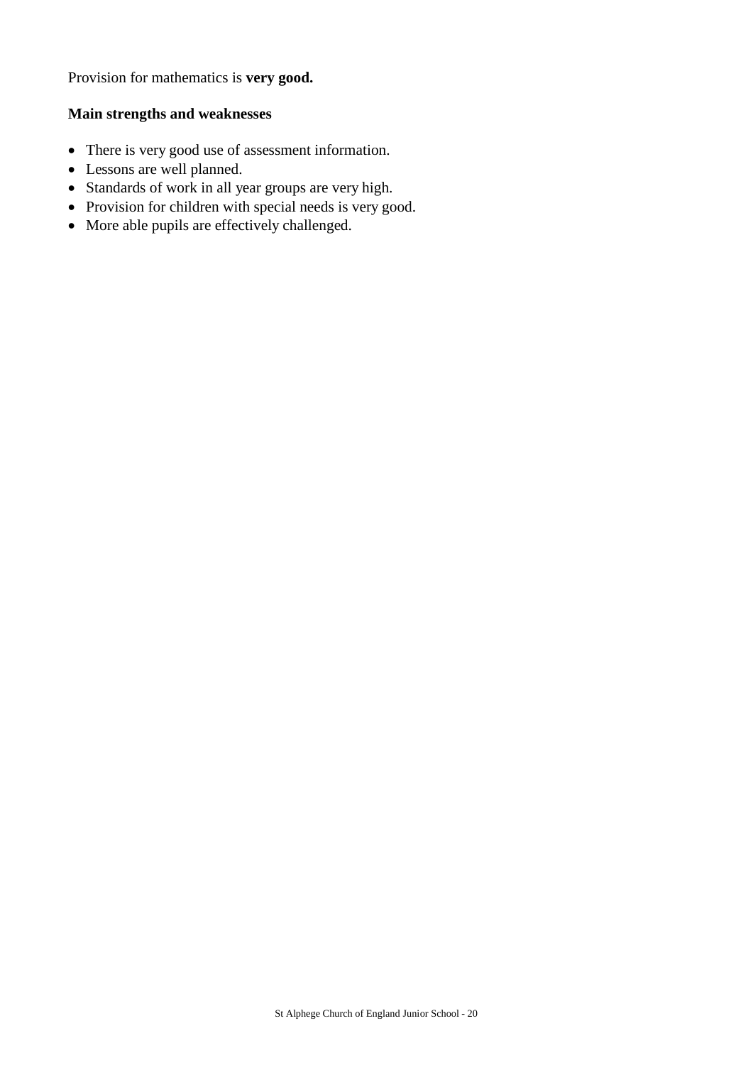Provision for mathematics is **very good.**

**Main strengths and weaknesses**

- There is very good use of assessment information.
- Lessons are well planned.
- Standards of work in all year groups are very high.
- Provision for children with special needs is very good.
- More able pupils are effectively challenged.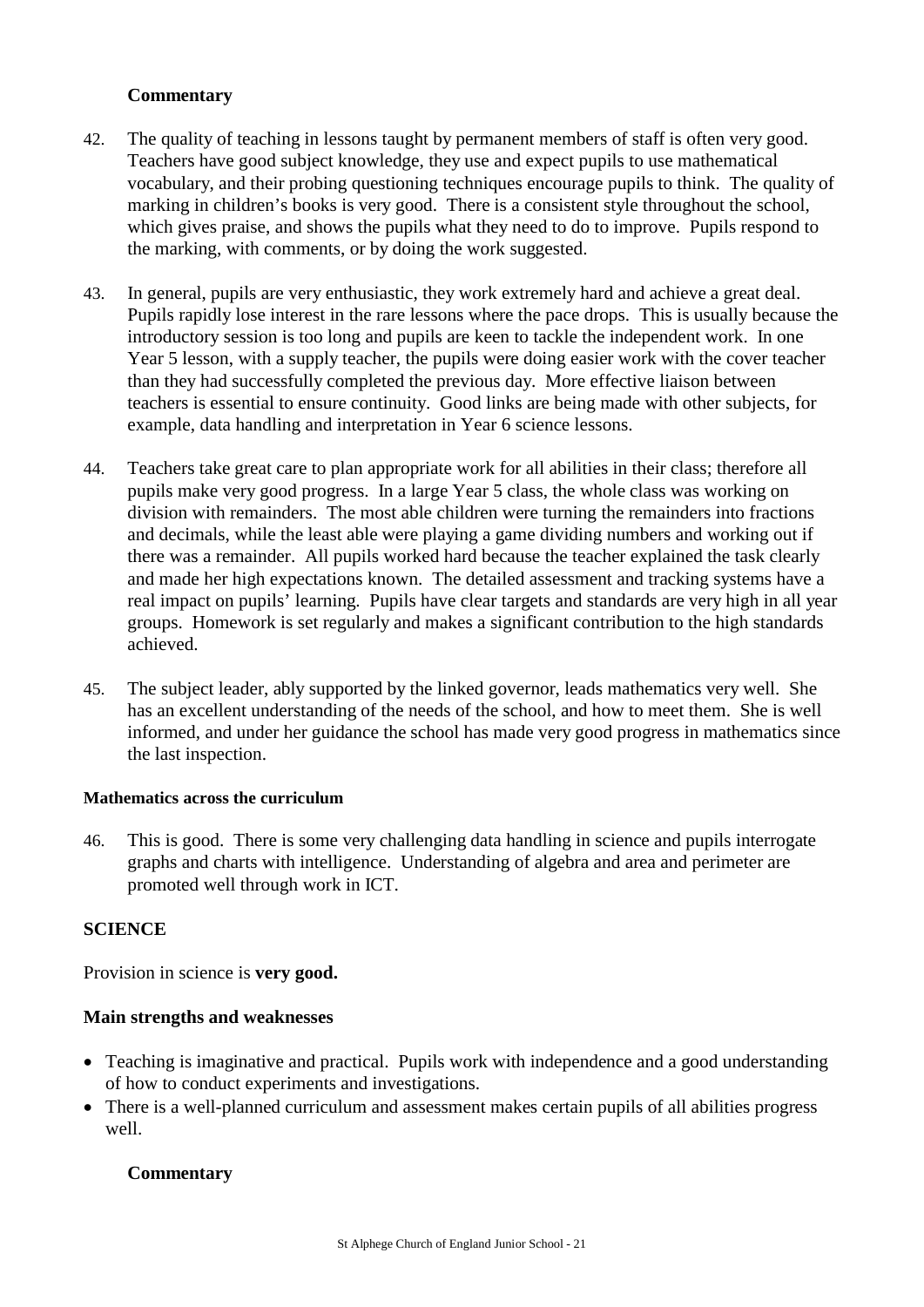### Commentary

42. The quality of teaching in lessons taught by permanent members of staff is often very good. Teachers have good subject knowledge, they use and expect pupils to use mathematical vocabulary, and their probing questioning techniques encourage pupils to think. The quality of marking in children's books is very good. There is a consistent style throughout the school, which gives praise, and shows the pupils what they need to do to improve. Pupils respond to the marking, with comments, or by doing the work suggested.

43. In general, pupils are very enthusiastic, they work extremely hard and achieve a great deal. Pupils rapidly lose interest in the rare lessons where the pace drops. This is usually because the introductory session is too long and pupils are keen to tackle the independent work. In one Year 5 lesson, with a supply teacher, the pupils were doing easier work with the cover teacher than they had successfully completed the previous day. More effective liaison between teachers is essential to ensure continuity. Good links are being made with other subjects, for example, data handling and interpretation in Year 6 science lessons.

44. Teachers take great care to plan appropriate work for all abilities in their class; therefore all pupils make very good progress. In a large Year 5 class, the whole class was working on division with remainders. The most able children were turning the remainders into fractions and decimals, while the least able were playing a game dividing numbers and working out if there was a remainder. All pupils worked hard because the teacher explained the task clearly and made her high expectations known. The detailed assessment and tracking systems have a real impact on pupils' learning. Pupils have clear targets and standards are very high in all year groups. Homework is set regularly and makes a significant contribution to the high standards achieved.

45. The subject leader, ably supported by the linked governor, leads mathematics very well. She has an excellent understanding of the needs of the school, and how to meet them. She is well informed, and under her guidance the school has made very good progress in mathematics since the last inspection.

#### Mathematics across the curriculum

46. This is good. There is some very challenging data handling in science and pupils interrogate graphs and charts with intelligence. Understanding of algebra and area and perimeter are promoted well through work in ICT.

## SCIENCE

Provision in science is **very good.**

### Main strengths and weaknesses

- Teaching is imaginative and practical. Pupils work with independence and a good understanding of how to conduct experiments and investigations.
- There is a well-planned curriculum and assessment makes certain pupils of all abilities progress well.

### Commentary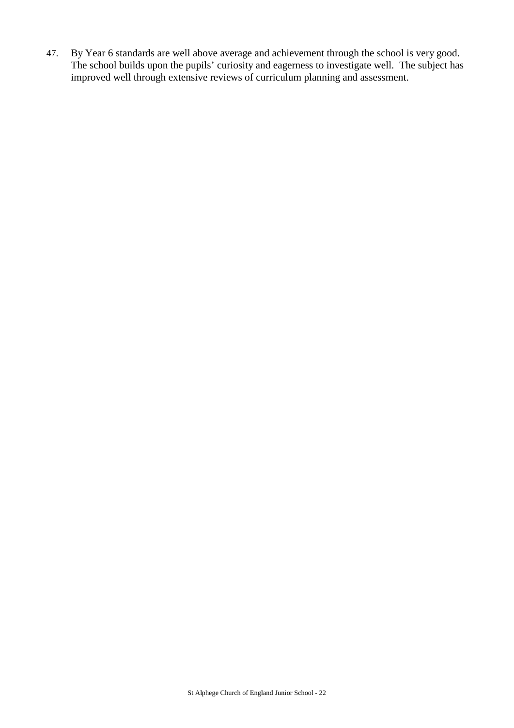47. By Year 6 standards are well above average and achievement through the school is very good. The school builds upon the pupils' curiosity and eagerness to investigate well. The subject has improved well through extensive reviews of curriculum planning and assessment.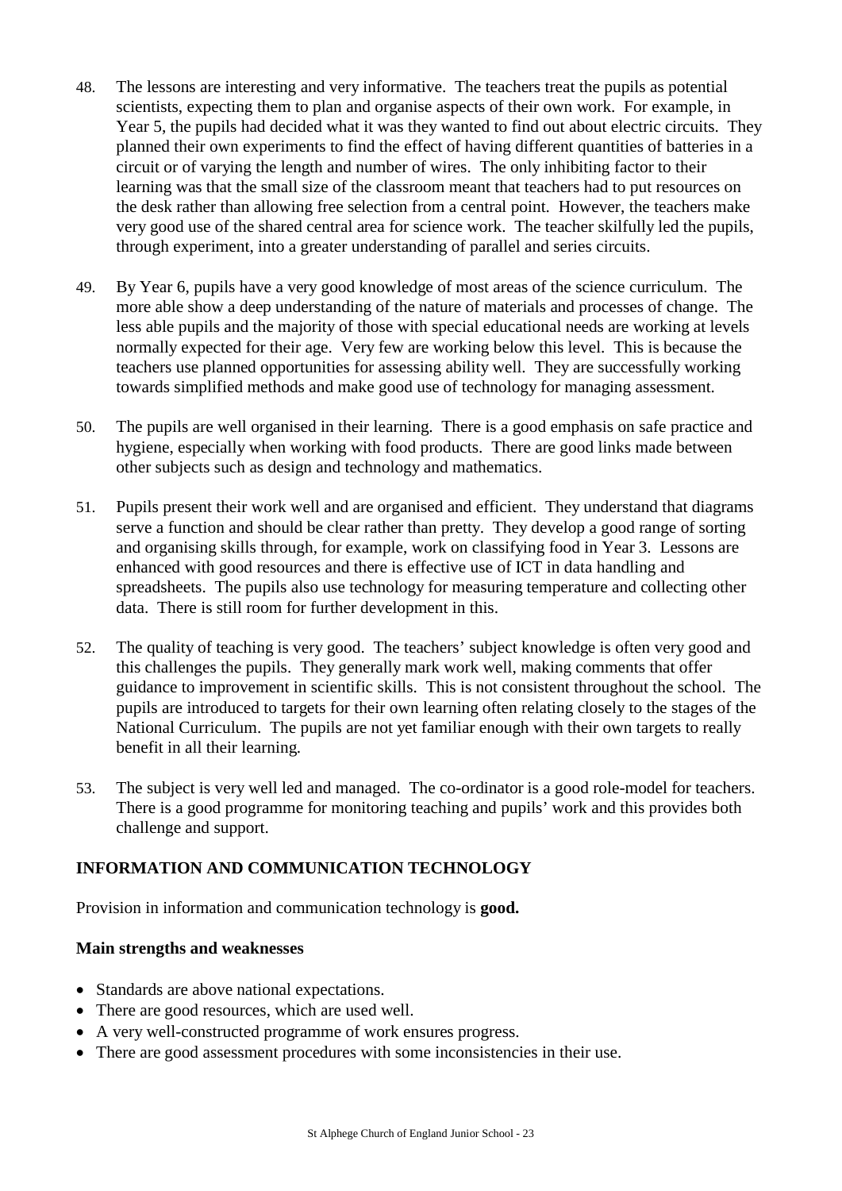48. The lessons are interesting and very informative. The teachers treat the pupils as potential scientists, expecting them to plan and organise aspects of their own work. For example, in Year 5, the pupils had decided what it was they wanted to find out about electric circuits. They planned their own experiments to find the effect of having different quantities of batteries in a circuit or of varying the length and number of wires. The only inhibiting factor to their learning was that the small size of the classroom meant that teachers had to put resources on the desk rather than allowing free selection from a central point. However, the teachers make very good use of the shared central area for science work. The teacher skilfully led the pupils, through experiment, into a greater understanding of parallel and series circuits.

49. By Year 6, pupils have a very good knowledge of most areas of the science curriculum. The more able show a deep understanding of the nature of materials and processes of change. The less able pupils and the majority of those with special educational needs are working at levels normally expected for their age. Very few are working below this level. This is because the teachers use planned opportunities for assessing ability well. They are successfully working towards simplified methods and make good use of technology for managing assessment.

50. The pupils are well organised in their learning. There is a good emphasis on safe practice and hygiene, especially when working with food products. There are good links made between other subjects such as design and technology and mathematics.

51. Pupils present their work well and are organised and efficient. They understand that diagrams serve a function and should be clear rather than pretty. They develop a good range of sorting and organising skills through, for example, work on classifying food in Year 3. Lessons are enhanced with good resources and there is effective use of ICT in data handling and spreadsheets. The pupils also use technology for measuring temperature and collecting other data. There is still room for further development in this.

52. The quality of teaching is very good. The teachers' subject knowledge is often very good and this challenges the pupils. They generally mark work well, making comments that offer guidance to improvement in scientific skills. This is not consistent throughout the school. The pupils are introduced to targets for their own learning often relating closely to the stages of the National Curriculum. The pupils are not yet familiar enough with their own targets to really benefit in all their learning.

53. The subject is very well led and managed. The co-ordinator is a good role-model for teachers. There is a good programme for monitoring teaching and pupils' work and this provides both challenge and support.

## INFORMATION AND COMMUNICATION TECHNOLOGY

Provision in information and communication technology is **good.**

### Main strengths and weaknesses

- Standards are above national expectations.
- There are good resources, which are used well.
- A very well-constructed programme of work ensures progress.
- There are good assessment procedures with some inconsistencies in their use.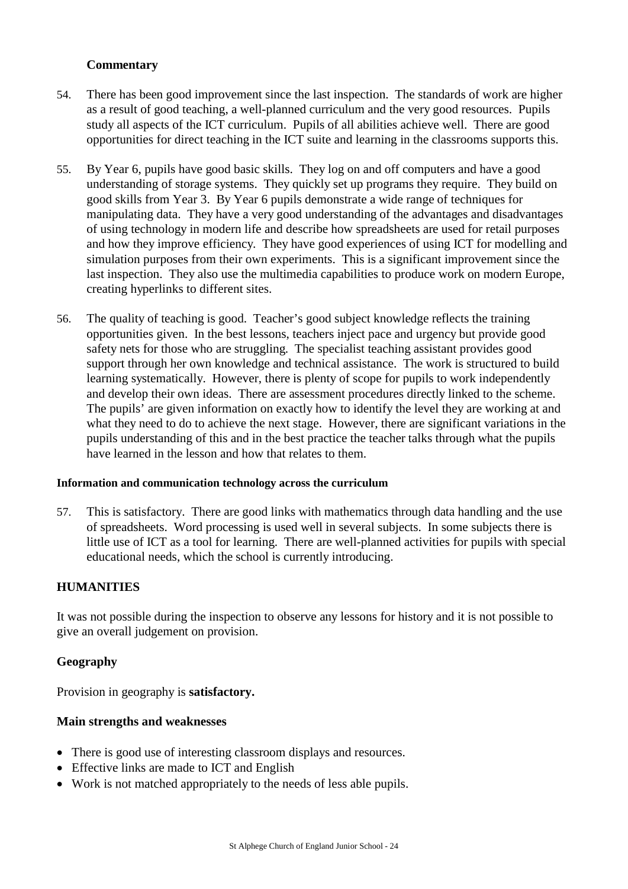### Commentary

54. There has been good improvement since the last inspection. The standards of work are higher as a result of good teaching, a well-planned curriculum and the very good resources. Pupils study all aspects of the ICT curriculum. Pupils of all abilities achieve well. There are good opportunities for direct teaching in the ICT suite and learning in the classrooms supports this.

55. By Year 6, pupils have good basic skills. They log on and off computers and have a good understanding of storage systems. They quickly set up programs they require. They build on good skills from Year 3. By Year 6 pupils demonstrate a wide range of techniques for manipulating data. They have a very good understanding of the advantages and disadvantages of using technology in modern life and describe how spreadsheets are used for retail purposes and how they improve efficiency. They have good experiences of using ICT for modelling and simulation purposes from their own experiments. This is a significant improvement since the last inspection. They also use the multimedia capabilities to produce work on modern Europe, creating hyperlinks to different sites.

56. The quality of teaching is good. Teacher's good subject knowledge reflects the training opportunities given. In the best lessons, teachers inject pace and urgency but provide good safety nets for those who are struggling. The specialist teaching assistant provides good support through her own knowledge and technical assistance. The work is structured to build learning systematically. However, there is plenty of scope for pupils to work independently and develop their own ideas. There are assessment procedures directly linked to the scheme. The pupils' are given information on exactly how to identify the level they are working at and what they need to do to achieve the next stage. However, there are significant variations in the pupils understanding of this and in the best practice the teacher talks through what the pupils have learned in the lesson and how that relates to them.

#### Information and communication technology across the curriculum

57. This is satisfactory. There are good links with mathematics through data handling and the use of spreadsheets. Word processing is used well in several subjects. In some subjects there is little use of ICT as a tool for learning. There are well-planned activities for pupils with special educational needs, which the school is currently introducing.

## HUMANITIES

It was not possible during the inspection to observe any lessons for history and it is not possible to give an overall judgement on provision.

### Geography

Provision in geography is **satisfactory.**

### Main strengths and weaknesses

- There is good use of interesting classroom displays and resources.
- Effective links are made to ICT and English
- Work is not matched appropriately to the needs of less able pupils.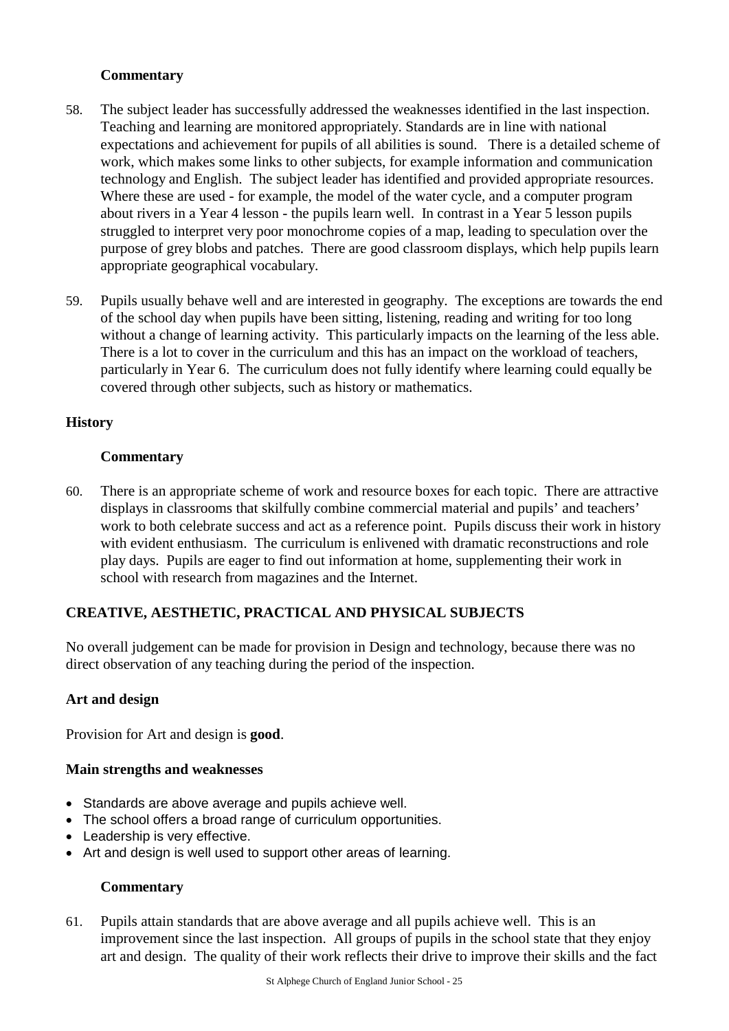### Commentary

58. The subject leader has successfully addressed the weaknesses identified in the last inspection. Teaching and learning are monitored appropriately. Standards are in line with national expectations and achievement for pupils of all abilities is sound. There is a detailed scheme of work, which makes some links to other subjects, for example information and communication technology and English. The subject leader has identified and provided appropriate resources. Where these are used - for example, the model of the water cycle, and a computer program about rivers in a Year 4 lesson - the pupils learn well. In contrast in a Year 5 lesson pupils struggled to interpret very poor monochrome copies of a map, leading to speculation over the purpose of grey blobs and patches. There are good classroom displays, which help pupils learn appropriate geographical vocabulary.

59. Pupils usually behave well and are interested in geography. The exceptions are towards the end of the school day when pupils have been sitting, listening, reading and writing for too long without a change of learning activity. This particularly impacts on the learning of the less able. There is a lot to cover in the curriculum and this has an impact on the workload of teachers, particularly in Year 6. The curriculum does not fully identify where learning could equally be covered through other subjects, such as history or mathematics.

## History

### Commentary

60. There is an appropriate scheme of work and resource boxes for each topic. There are attractive displays in classrooms that skilfully combine commercial material and pupils' and teachers' work to both celebrate success and act as a reference point. Pupils discuss their work in history with evident enthusiasm. The curriculum is enlivened with dramatic reconstructions and role play days. Pupils are eager to find out information at home, supplementing their work in school with research from magazines and the Internet.

## CREATIVE, AESTHETIC, PRACTICAL AND PHYSICAL SUBJECTS

No overall judgement can be made for provision in Design and technology, because there was no direct observation of any teaching during the period of the inspection.

## Art and design

Provision for Art and design is **good**.

### Main strengths and weaknesses

- Standards are above average and pupils achieve well.
- The school offers a broad range of curriculum opportunities.
- Leadership is very effective.
- Art and design is well used to support other areas of learning.

### Commentary

61. Pupils attain standards that are above average and all pupils achieve well. This is an improvement since the last inspection. All groups of pupils in the school state that they enjoy art and design. The quality of their work reflects their drive to improve their skills and the fact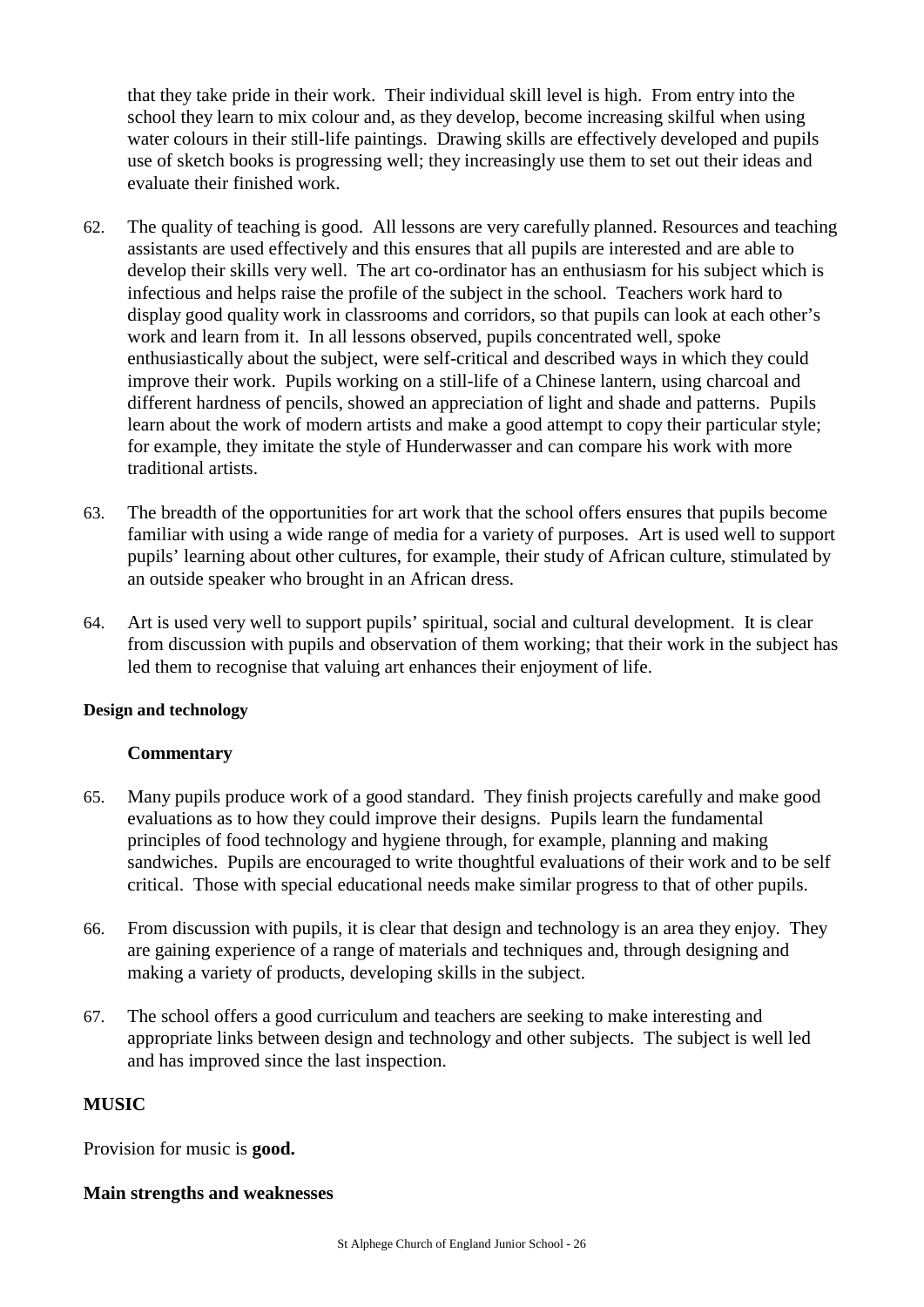that they take pride in their work. Their individual skill level is high. From entry into the school they learn to mix colour and, as they develop, become increasing skilful when using water colours in their still-life paintings. Drawing skills are effectively developed and pupils use of sketch books is progressing well; they increasingly use them to set out their ideas and evaluate their finished work.

62. The quality of teaching is good. All lessons are very carefully planned. Resources and teaching assistants are used effectively and this ensures that all pupils are interested and are able to develop their skills very well. The art co-ordinator has an enthusiasm for his subject which is infectious and helps raise the profile of the subject in the school. Teachers work hard to display good quality work in classrooms and corridors, so that pupils can look at each other's work and learn from it. In all lessons observed, pupils concentrated well, spoke enthusiastically about the subject, were self-critical and described ways in which they could improve their work. Pupils working on a still-life of a Chinese lantern, using charcoal and different hardness of pencils, showed an appreciation of light and shade and patterns. Pupils learn about the work of modern artists and make a good attempt to copy their particular style; for example, they imitate the style of Hunderwasser and can compare his work with more traditional artists.

63. The breadth of the opportunities for art work that the school offers ensures that pupils become familiar with using a wide range of media for a variety of purposes. Art is used well to support pupils' learning about other cultures, for example, their study of African culture, stimulated by an outside speaker who brought in an African dress.

64. Art is used very well to support pupils' spiritual, social and cultural development. It is clear from discussion with pupils and observation of them working; that their work in the subject has led them to recognise that valuing art enhances their enjoyment of life.

#### Design and technology

### Commentary

65. Many pupils produce work of a good standard. They finish projects carefully and make good evaluations as to how they could improve their designs. Pupils learn the fundamental principles of food technology and hygiene through, for example, planning and making sandwiches. Pupils are encouraged to write thoughtful evaluations of their work and to be self critical. Those with special educational needs make similar progress to that of other pupils.

66. From discussion with pupils, it is clear that design and technology is an area they enjoy. They are gaining experience of a range of materials and techniques and, through designing and making a variety of products, developing skills in the subject.

67. The school offers a good curriculum and teachers are seeking to make interesting and appropriate links between design and technology and other subjects. The subject is well led and has improved since the last inspection.

## MUSIC

Provision for music is **good.**

### Main strengths and weaknesses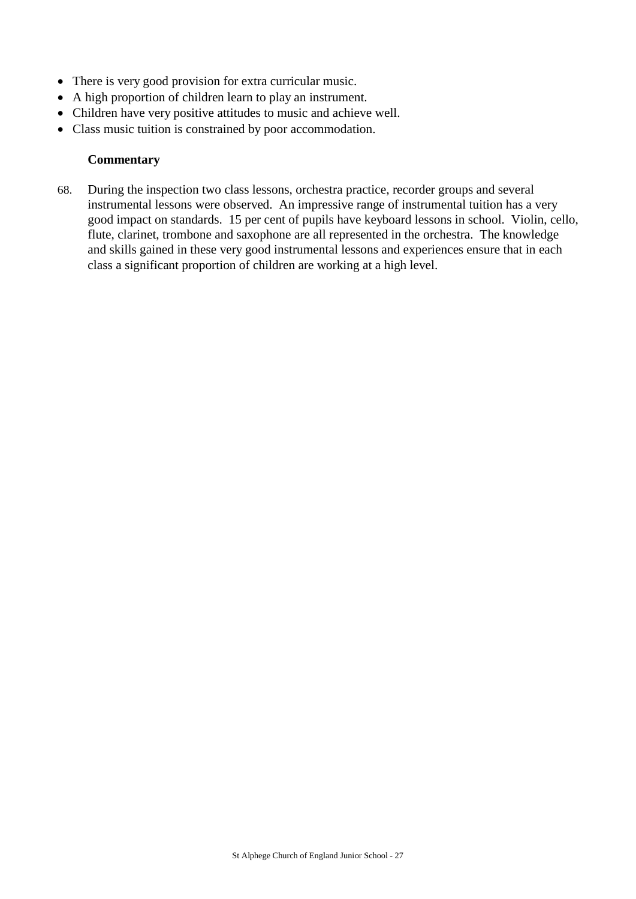- There is very good provision for extra curricular music.
- A high proportion of children learn to play an instrument.
- Children have very positive attitudes to music and achieve well.
- Class music tuition is constrained by poor accommodation.

**Commentary**

68. During the inspection two class lessons, orchestra practice, recorder groups and several instrumental lessons were observed. An impressive range of instrumental tuition has a very good impact on standards. 15 per cent of pupils have keyboard lessons in school. Violin, cello, flute, clarinet, trombone and saxophone are all represented in the orchestra. The knowledge and skills gained in these very good instrumental lessons and experiences ensure that in each class a significant proportion of children are working at a high level.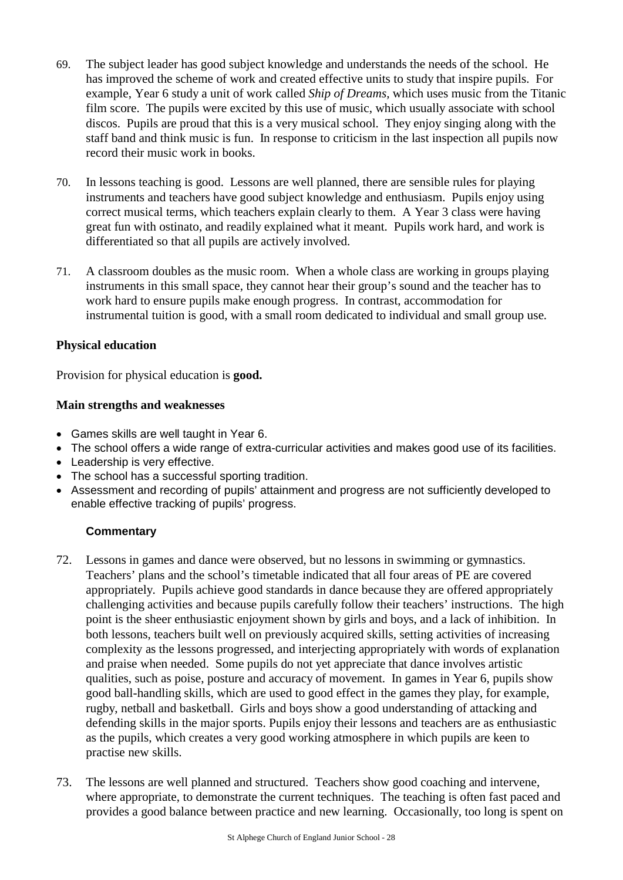69. The subject leader has good subject knowledge and understands the needs of the school. He has improved the scheme of work and created effective units to study that inspire pupils. For example, Year 6 study a unit of work called *Ship of Dreams,* which uses music from the Titanic film score. The pupils were excited by this use of music, which usually associate with school discos. Pupils are proud that this is a very musical school. They enjoy singing along with the staff band and think music is fun. In response to criticism in the last inspection all pupils now record their music work in books.

70. In lessons teaching is good. Lessons are well planned, there are sensible rules for playing instruments and teachers have good subject knowledge and enthusiasm. Pupils enjoy using correct musical terms, which teachers explain clearly to them. A Year 3 class were having great fun with ostinato, and readily explained what it meant. Pupils work hard, and work is differentiated so that all pupils are actively involved.

71. A classroom doubles as the music room. When a whole class are working in groups playing instruments in this small space, they cannot hear their group's sound and the teacher has to work hard to ensure pupils make enough progress. In contrast, accommodation for instrumental tuition is good, with a small room dedicated to individual and small group use.

### Physical education

Provision for physical education is **good.**

#### Main strengths and weaknesses

- Games skills are well taught in Year 6.
- The school offers a wide range of extra-curricular activities and makes good use of its facilities.
- Leadership is very effective.
- The school has a successful sporting tradition.
- Assessment and recording of pupils' attainment and progress are not sufficiently developed to enable effective tracking of pupils' progress.

#### Commentary

72. Lessons in games and dance were observed, but no lessons in swimming or gymnastics. Teachers' plans and the school's timetable indicated that all four areas of PE are covered appropriately. Pupils achieve good standards in dance because they are offered appropriately challenging activities and because pupils carefully follow their teachers' instructions. The high point is the sheer enthusiastic enjoyment shown by girls and boys, and a lack of inhibition. In both lessons, teachers built well on previously acquired skills, setting activities of increasing complexity as the lessons progressed, and interjecting appropriately with words of explanation and praise when needed. Some pupils do not yet appreciate that dance involves artistic qualities, such as poise, posture and accuracy of movement. In games in Year 6, pupils show good ball-handling skills, which are used to good effect in the games they play, for example, rugby, netball and basketball. Girls and boys show a good understanding of attacking and defending skills in the major sports. Pupils enjoy their lessons and teachers are as enthusiastic as the pupils, which creates a very good working atmosphere in which pupils are keen to practise new skills.

73. The lessons are well planned and structured. Teachers show good coaching and intervene, where appropriate, to demonstrate the current techniques. The teaching is often fast paced and provides a good balance between practice and new learning. Occasionally, too long is spent on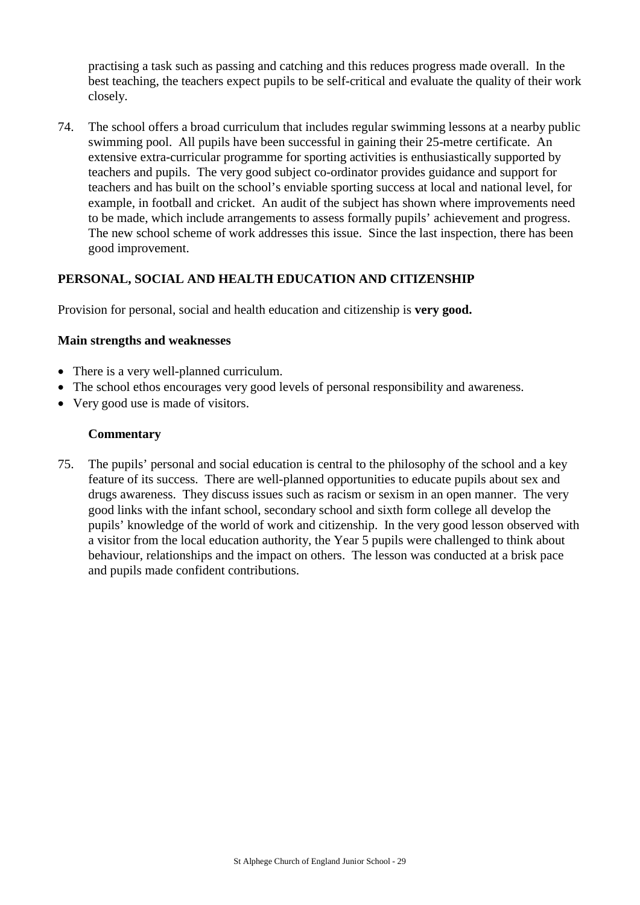practising a task such as passing and catching and this reduces progress made overall. In the best teaching, the teachers expect pupils to be self-critical and evaluate the quality of their work closely.

74. The school offers a broad curriculum that includes regular swimming lessons at a nearby public swimming pool. All pupils have been successful in gaining their 25-metre certificate. An extensive extra-curricular programme for sporting activities is enthusiastically supported by teachers and pupils. The very good subject co-ordinator provides guidance and support for teachers and has built on the school's enviable sporting success at local and national level, for example, in football and cricket. An audit of the subject has shown where improvements need to be made, which include arrangements to assess formally pupils' achievement and progress. The new school scheme of work addresses this issue. Since the last inspection, there has been good improvement.

## PERSONAL, SOCIAL AND HEALTH EDUCATION AND CITIZENSHIP

Provision for personal, social and health education and citizenship is **very good.**

### Main strengths and weaknesses

- There is a very well-planned curriculum.
- The school ethos encourages very good levels of personal responsibility and awareness.
- Very good use is made of visitors.

### Commentary

75. The pupils' personal and social education is central to the philosophy of the school and a key feature of its success. There are well-planned opportunities to educate pupils about sex and drugs awareness. They discuss issues such as racism or sexism in an open manner. The very good links with the infant school, secondary school and sixth form college all develop the pupils' knowledge of the world of work and citizenship. In the very good lesson observed with a visitor from the local education authority, the Year 5 pupils were challenged to think about behaviour, relationships and the impact on others. The lesson was conducted at a brisk pace and pupils made confident contributions.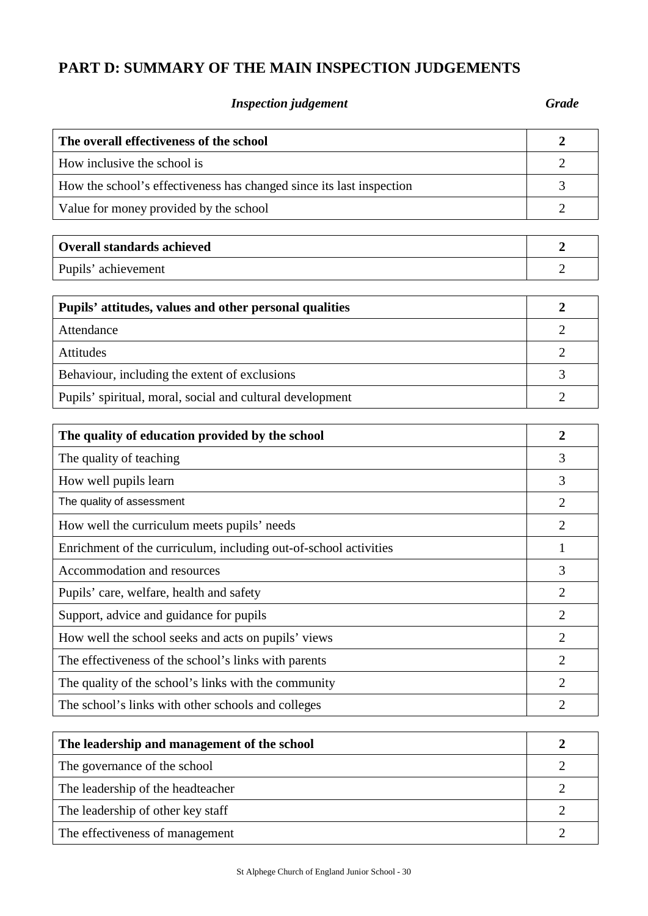## PART D: SUMMARY OF THE MAIN INSPECTION JUDGEMENTS

| *Inspection judgement* | *Grade* |
|---|---|
| **The overall effectiveness of the school** | **2** |
| How inclusive the school is | 2 |
| How the school's effectiveness has changed since its last inspection | 3 |
| Value for money provided by the school | 2 |

| | |
|---|---|
| **Overall standards achieved** | **2** |
| Pupils' achievement | 2 |

| | |
|---|---|
| **Pupils' attitudes, values and other personal qualities** | **2** |
| Attendance | 2 |
| Attitudes | 2 |
| Behaviour, including the extent of exclusions | 3 |
| Pupils' spiritual, moral, social and cultural development | 2 |

| | |
|---|---|
| **The quality of education provided by the school** | **2** |
| The quality of teaching | 3 |
| How well pupils learn | 3 |
| The quality of assessment | 2 |
| How well the curriculum meets pupils' needs | 2 |
| Enrichment of the curriculum, including out-of-school activities | 1 |
| Accommodation and resources | 3 |
| Pupils' care, welfare, health and safety | 2 |
| Support, advice and guidance for pupils | 2 |
| How well the school seeks and acts on pupils' views | 2 |
| The effectiveness of the school's links with parents | 2 |
| The quality of the school's links with the community | 2 |
| The school's links with other schools and colleges | 2 |

| | |
|---|---|
| **The leadership and management of the school** | **2** |
| The governance of the school | 2 |
| The leadership of the headteacher | 2 |
| The leadership of other key staff | 2 |
| The effectiveness of management | 2 |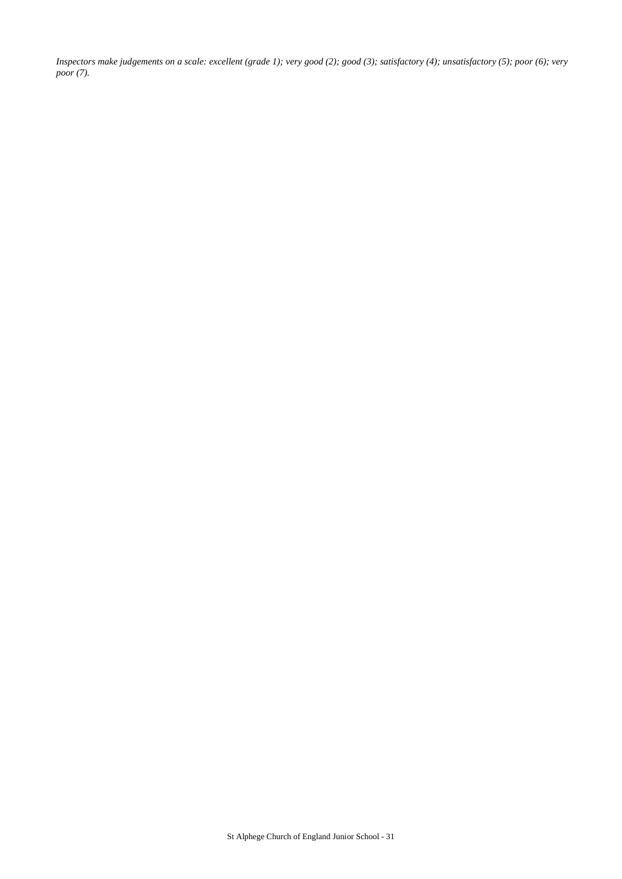*Inspectors make judgements on a scale: excellent (grade 1); very good (2); good (3); satisfactory (4); unsatisfactory (5); poor (6); very poor (7).*